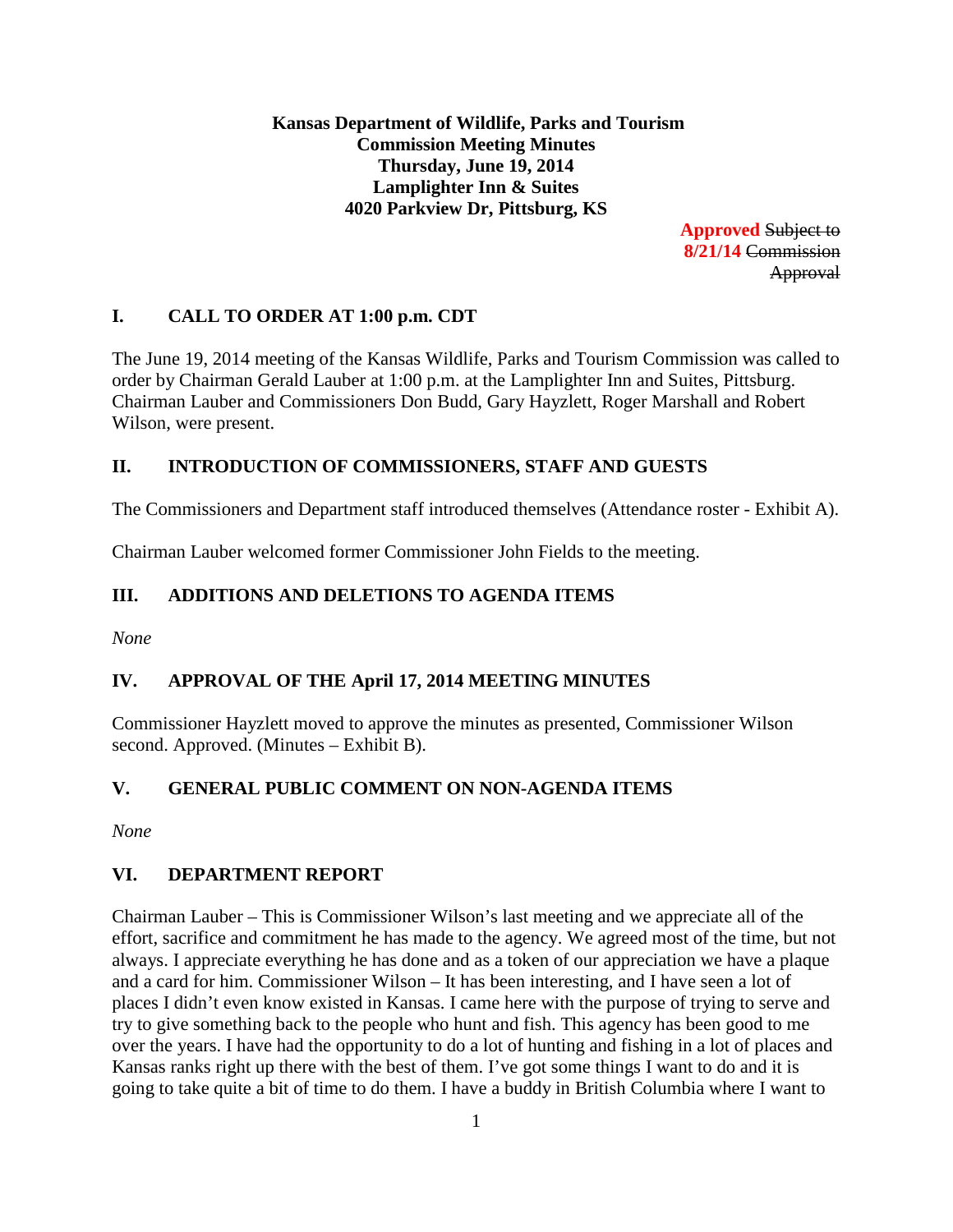**Kansas Department of Wildlife, Parks and Tourism**
**Commission Meeting Minutes**
**Thursday, June 19, 2014**
**Lamplighter Inn & Suites**
**4020 Parkview Dr, Pittsburg, KS**

**Approved** ~~Subject to~~ **8/21/14** ~~Commission Approval~~

## I. CALL TO ORDER AT 1:00 p.m. CDT

The June 19, 2014 meeting of the Kansas Wildlife, Parks and Tourism Commission was called to order by Chairman Gerald Lauber at 1:00 p.m. at the Lamplighter Inn and Suites, Pittsburg. Chairman Lauber and Commissioners Don Budd, Gary Hayzlett, Roger Marshall and Robert Wilson, were present.

## II. INTRODUCTION OF COMMISSIONERS, STAFF AND GUESTS

The Commissioners and Department staff introduced themselves (Attendance roster - Exhibit A).

Chairman Lauber welcomed former Commissioner John Fields to the meeting.

## III. ADDITIONS AND DELETIONS TO AGENDA ITEMS

*None*

## IV. APPROVAL OF THE April 17, 2014 MEETING MINUTES

Commissioner Hayzlett moved to approve the minutes as presented, Commissioner Wilson second. Approved. (Minutes – Exhibit B).

## V. GENERAL PUBLIC COMMENT ON NON-AGENDA ITEMS

*None*

## VI. DEPARTMENT REPORT

Chairman Lauber – This is Commissioner Wilson's last meeting and we appreciate all of the effort, sacrifice and commitment he has made to the agency. We agreed most of the time, but not always. I appreciate everything he has done and as a token of our appreciation we have a plaque and a card for him. Commissioner Wilson – It has been interesting, and I have seen a lot of places I didn't even know existed in Kansas. I came here with the purpose of trying to serve and try to give something back to the people who hunt and fish. This agency has been good to me over the years. I have had the opportunity to do a lot of hunting and fishing in a lot of places and Kansas ranks right up there with the best of them. I've got some things I want to do and it is going to take quite a bit of time to do them. I have a buddy in British Columbia where I want to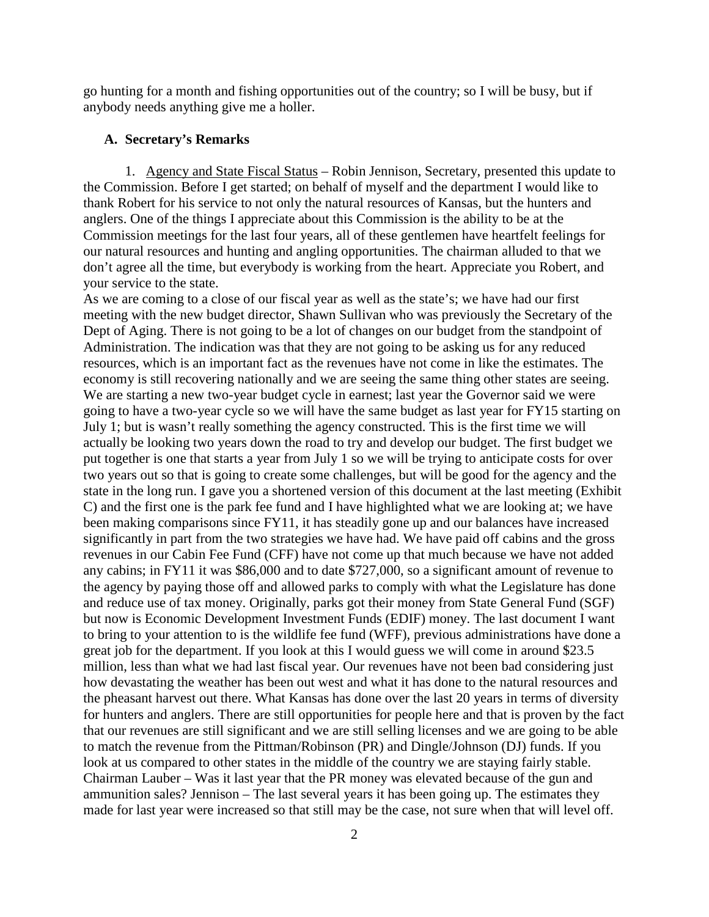go hunting for a month and fishing opportunities out of the country; so I will be busy, but if anybody needs anything give me a holler.

### A. Secretary's Remarks

1. Agency and State Fiscal Status – Robin Jennison, Secretary, presented this update to the Commission. Before I get started; on behalf of myself and the department I would like to thank Robert for his service to not only the natural resources of Kansas, but the hunters and anglers. One of the things I appreciate about this Commission is the ability to be at the Commission meetings for the last four years, all of these gentlemen have heartfelt feelings for our natural resources and hunting and angling opportunities. The chairman alluded to that we don't agree all the time, but everybody is working from the heart. Appreciate you Robert, and your service to the state.

As we are coming to a close of our fiscal year as well as the state's; we have had our first meeting with the new budget director, Shawn Sullivan who was previously the Secretary of the Dept of Aging. There is not going to be a lot of changes on our budget from the standpoint of Administration. The indication was that they are not going to be asking us for any reduced resources, which is an important fact as the revenues have not come in like the estimates. The economy is still recovering nationally and we are seeing the same thing other states are seeing. We are starting a new two-year budget cycle in earnest; last year the Governor said we were going to have a two-year cycle so we will have the same budget as last year for FY15 starting on July 1; but is wasn't really something the agency constructed. This is the first time we will actually be looking two years down the road to try and develop our budget. The first budget we put together is one that starts a year from July 1 so we will be trying to anticipate costs for over two years out so that is going to create some challenges, but will be good for the agency and the state in the long run. I gave you a shortened version of this document at the last meeting (Exhibit C) and the first one is the park fee fund and I have highlighted what we are looking at; we have been making comparisons since FY11, it has steadily gone up and our balances have increased significantly in part from the two strategies we have had. We have paid off cabins and the gross revenues in our Cabin Fee Fund (CFF) have not come up that much because we have not added any cabins; in FY11 it was $86,000 and to date $727,000, so a significant amount of revenue to the agency by paying those off and allowed parks to comply with what the Legislature has done and reduce use of tax money. Originally, parks got their money from State General Fund (SGF) but now is Economic Development Investment Funds (EDIF) money. The last document I want to bring to your attention to is the wildlife fee fund (WFF), previous administrations have done a great job for the department. If you look at this I would guess we will come in around $23.5 million, less than what we had last fiscal year. Our revenues have not been bad considering just how devastating the weather has been out west and what it has done to the natural resources and the pheasant harvest out there. What Kansas has done over the last 20 years in terms of diversity for hunters and anglers. There are still opportunities for people here and that is proven by the fact that our revenues are still significant and we are still selling licenses and we are going to be able to match the revenue from the Pittman/Robinson (PR) and Dingle/Johnson (DJ) funds. If you look at us compared to other states in the middle of the country we are staying fairly stable.

Chairman Lauber – Was it last year that the PR money was elevated because of the gun and ammunition sales? Jennison – The last several years it has been going up. The estimates they made for last year were increased so that still may be the case, not sure when that will level off.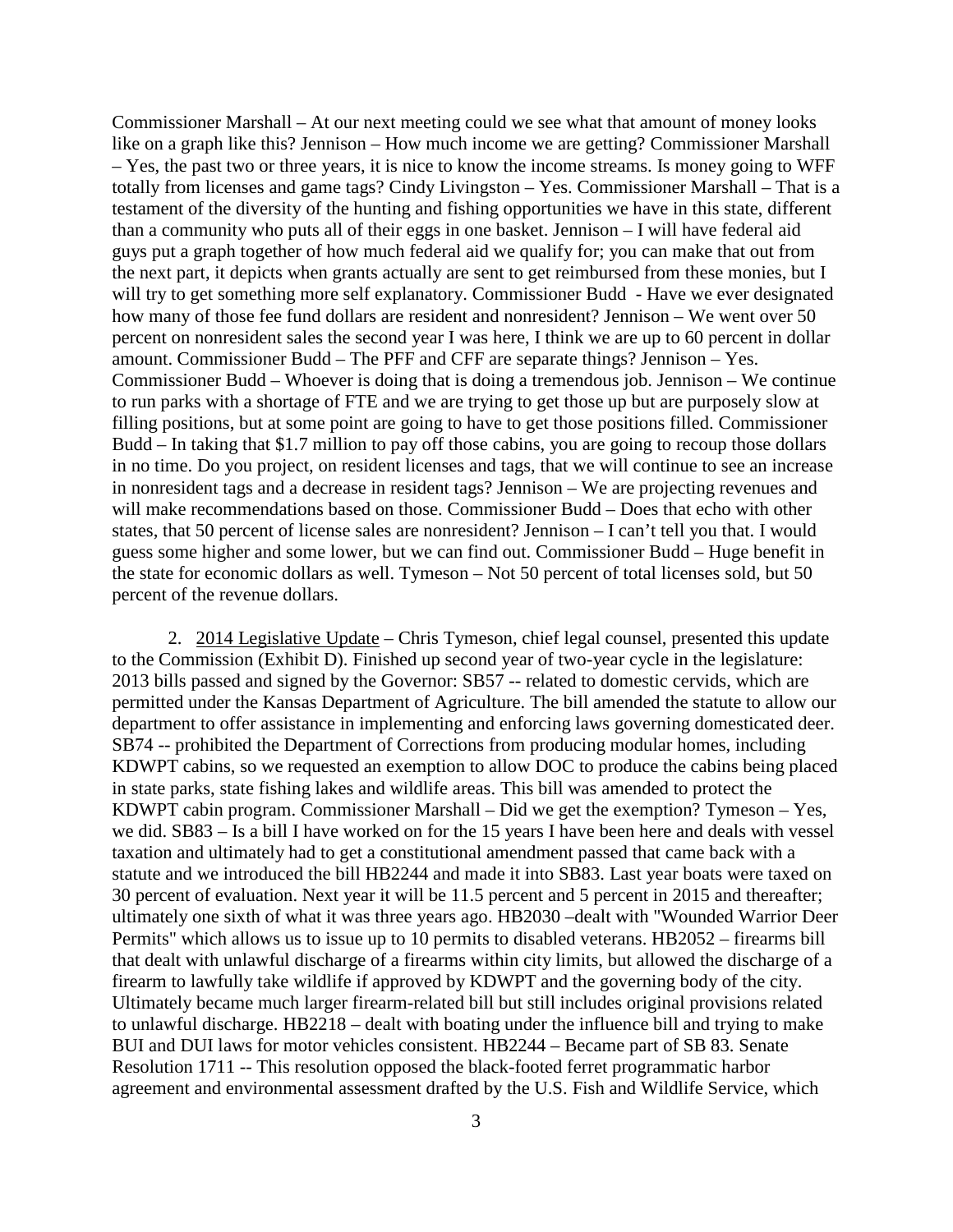Commissioner Marshall – At our next meeting could we see what that amount of money looks like on a graph like this? Jennison – How much income we are getting? Commissioner Marshall – Yes, the past two or three years, it is nice to know the income streams. Is money going to WFF totally from licenses and game tags? Cindy Livingston – Yes. Commissioner Marshall – That is a testament of the diversity of the hunting and fishing opportunities we have in this state, different than a community who puts all of their eggs in one basket. Jennison – I will have federal aid guys put a graph together of how much federal aid we qualify for; you can make that out from the next part, it depicts when grants actually are sent to get reimbursed from these monies, but I will try to get something more self explanatory. Commissioner Budd - Have we ever designated how many of those fee fund dollars are resident and nonresident? Jennison – We went over 50 percent on nonresident sales the second year I was here, I think we are up to 60 percent in dollar amount. Commissioner Budd – The PFF and CFF are separate things? Jennison – Yes. Commissioner Budd – Whoever is doing that is doing a tremendous job. Jennison – We continue to run parks with a shortage of FTE and we are trying to get those up but are purposely slow at filling positions, but at some point are going to have to get those positions filled. Commissioner Budd – In taking that $1.7 million to pay off those cabins, you are going to recoup those dollars in no time. Do you project, on resident licenses and tags, that we will continue to see an increase in nonresident tags and a decrease in resident tags? Jennison – We are projecting revenues and will make recommendations based on those. Commissioner Budd – Does that echo with other states, that 50 percent of license sales are nonresident? Jennison – I can't tell you that. I would guess some higher and some lower, but we can find out. Commissioner Budd – Huge benefit in the state for economic dollars as well. Tymeson – Not 50 percent of total licenses sold, but 50 percent of the revenue dollars.

2. <u>2014 Legislative Update</u> – Chris Tymeson, chief legal counsel, presented this update to the Commission (Exhibit D). Finished up second year of two-year cycle in the legislature: 2013 bills passed and signed by the Governor: SB57 -- related to domestic cervids, which are permitted under the Kansas Department of Agriculture. The bill amended the statute to allow our department to offer assistance in implementing and enforcing laws governing domesticated deer. SB74 -- prohibited the Department of Corrections from producing modular homes, including KDWPT cabins, so we requested an exemption to allow DOC to produce the cabins being placed in state parks, state fishing lakes and wildlife areas. This bill was amended to protect the KDWPT cabin program. Commissioner Marshall – Did we get the exemption? Tymeson – Yes, we did. SB83 – Is a bill I have worked on for the 15 years I have been here and deals with vessel taxation and ultimately had to get a constitutional amendment passed that came back with a statute and we introduced the bill HB2244 and made it into SB83. Last year boats were taxed on 30 percent of evaluation. Next year it will be 11.5 percent and 5 percent in 2015 and thereafter; ultimately one sixth of what it was three years ago. HB2030 –dealt with "Wounded Warrior Deer Permits" which allows us to issue up to 10 permits to disabled veterans. HB2052 – firearms bill that dealt with unlawful discharge of a firearms within city limits, but allowed the discharge of a firearm to lawfully take wildlife if approved by KDWPT and the governing body of the city. Ultimately became much larger firearm-related bill but still includes original provisions related to unlawful discharge. HB2218 – dealt with boating under the influence bill and trying to make BUI and DUI laws for motor vehicles consistent. HB2244 – Became part of SB 83. Senate Resolution 1711 -- This resolution opposed the black-footed ferret programmatic harbor agreement and environmental assessment drafted by the U.S. Fish and Wildlife Service, which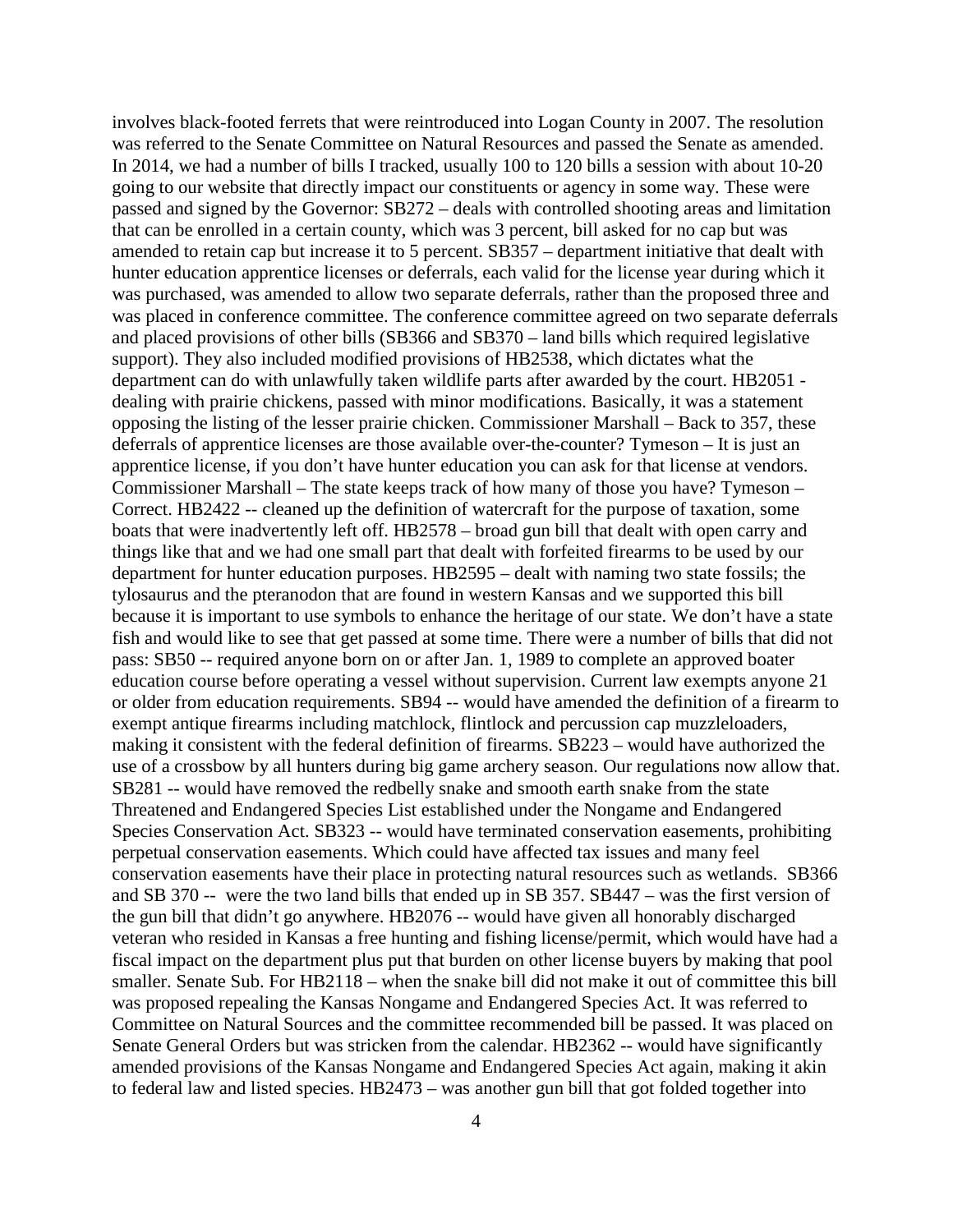involves black-footed ferrets that were reintroduced into Logan County in 2007. The resolution was referred to the Senate Committee on Natural Resources and passed the Senate as amended. In 2014, we had a number of bills I tracked, usually 100 to 120 bills a session with about 10-20 going to our website that directly impact our constituents or agency in some way. These were passed and signed by the Governor: SB272 – deals with controlled shooting areas and limitation that can be enrolled in a certain county, which was 3 percent, bill asked for no cap but was amended to retain cap but increase it to 5 percent. SB357 – department initiative that dealt with hunter education apprentice licenses or deferrals, each valid for the license year during which it was purchased, was amended to allow two separate deferrals, rather than the proposed three and was placed in conference committee. The conference committee agreed on two separate deferrals and placed provisions of other bills (SB366 and SB370 – land bills which required legislative support). They also included modified provisions of HB2538, which dictates what the department can do with unlawfully taken wildlife parts after awarded by the court. HB2051 - dealing with prairie chickens, passed with minor modifications. Basically, it was a statement opposing the listing of the lesser prairie chicken. Commissioner Marshall – Back to 357, these deferrals of apprentice licenses are those available over-the-counter? Tymeson – It is just an apprentice license, if you don't have hunter education you can ask for that license at vendors. Commissioner Marshall – The state keeps track of how many of those you have? Tymeson – Correct. HB2422 -- cleaned up the definition of watercraft for the purpose of taxation, some boats that were inadvertently left off. HB2578 – broad gun bill that dealt with open carry and things like that and we had one small part that dealt with forfeited firearms to be used by our department for hunter education purposes. HB2595 – dealt with naming two state fossils; the tylosaurus and the pteranodon that are found in western Kansas and we supported this bill because it is important to use symbols to enhance the heritage of our state. We don't have a state fish and would like to see that get passed at some time. There were a number of bills that did not pass: SB50 -- required anyone born on or after Jan. 1, 1989 to complete an approved boater education course before operating a vessel without supervision. Current law exempts anyone 21 or older from education requirements. SB94 -- would have amended the definition of a firearm to exempt antique firearms including matchlock, flintlock and percussion cap muzzleloaders, making it consistent with the federal definition of firearms. SB223 – would have authorized the use of a crossbow by all hunters during big game archery season. Our regulations now allow that. SB281 -- would have removed the redbelly snake and smooth earth snake from the state Threatened and Endangered Species List established under the Nongame and Endangered Species Conservation Act. SB323 -- would have terminated conservation easements, prohibiting perpetual conservation easements. Which could have affected tax issues and many feel conservation easements have their place in protecting natural resources such as wetlands. SB366 and SB 370 -- were the two land bills that ended up in SB 357. SB447 – was the first version of the gun bill that didn't go anywhere. HB2076 -- would have given all honorably discharged veteran who resided in Kansas a free hunting and fishing license/permit, which would have had a fiscal impact on the department plus put that burden on other license buyers by making that pool smaller. Senate Sub. For HB2118 – when the snake bill did not make it out of committee this bill was proposed repealing the Kansas Nongame and Endangered Species Act. It was referred to Committee on Natural Sources and the committee recommended bill be passed. It was placed on Senate General Orders but was stricken from the calendar. HB2362 -- would have significantly amended provisions of the Kansas Nongame and Endangered Species Act again, making it akin to federal law and listed species. HB2473 – was another gun bill that got folded together into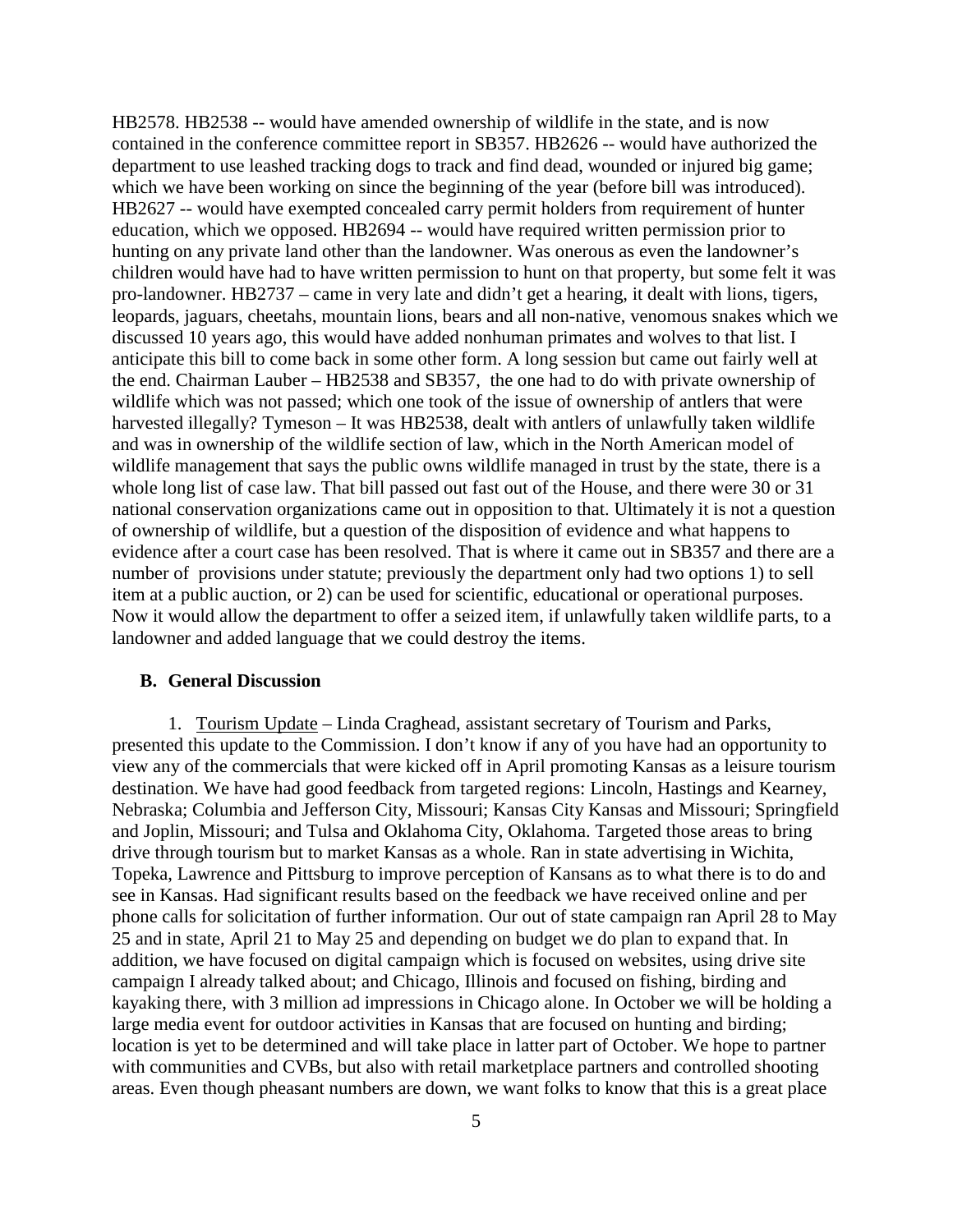HB2578. HB2538 -- would have amended ownership of wildlife in the state, and is now contained in the conference committee report in SB357. HB2626 -- would have authorized the department to use leashed tracking dogs to track and find dead, wounded or injured big game; which we have been working on since the beginning of the year (before bill was introduced). HB2627 -- would have exempted concealed carry permit holders from requirement of hunter education, which we opposed. HB2694 -- would have required written permission prior to hunting on any private land other than the landowner. Was onerous as even the landowner's children would have had to have written permission to hunt on that property, but some felt it was pro-landowner. HB2737 – came in very late and didn't get a hearing, it dealt with lions, tigers, leopards, jaguars, cheetahs, mountain lions, bears and all non-native, venomous snakes which we discussed 10 years ago, this would have added nonhuman primates and wolves to that list. I anticipate this bill to come back in some other form. A long session but came out fairly well at the end. Chairman Lauber – HB2538 and SB357, the one had to do with private ownership of wildlife which was not passed; which one took of the issue of ownership of antlers that were harvested illegally? Tymeson – It was HB2538, dealt with antlers of unlawfully taken wildlife and was in ownership of the wildlife section of law, which in the North American model of wildlife management that says the public owns wildlife managed in trust by the state, there is a whole long list of case law. That bill passed out fast out of the House, and there were 30 or 31 national conservation organizations came out in opposition to that. Ultimately it is not a question of ownership of wildlife, but a question of the disposition of evidence and what happens to evidence after a court case has been resolved. That is where it came out in SB357 and there are a number of provisions under statute; previously the department only had two options 1) to sell item at a public auction, or 2) can be used for scientific, educational or operational purposes. Now it would allow the department to offer a seized item, if unlawfully taken wildlife parts, to a landowner and added language that we could destroy the items.

### B. General Discussion

1. Tourism Update – Linda Craghead, assistant secretary of Tourism and Parks, presented this update to the Commission. I don't know if any of you have had an opportunity to view any of the commercials that were kicked off in April promoting Kansas as a leisure tourism destination. We have had good feedback from targeted regions: Lincoln, Hastings and Kearney, Nebraska; Columbia and Jefferson City, Missouri; Kansas City Kansas and Missouri; Springfield and Joplin, Missouri; and Tulsa and Oklahoma City, Oklahoma. Targeted those areas to bring drive through tourism but to market Kansas as a whole. Ran in state advertising in Wichita, Topeka, Lawrence and Pittsburg to improve perception of Kansans as to what there is to do and see in Kansas. Had significant results based on the feedback we have received online and per phone calls for solicitation of further information. Our out of state campaign ran April 28 to May 25 and in state, April 21 to May 25 and depending on budget we do plan to expand that. In addition, we have focused on digital campaign which is focused on websites, using drive site campaign I already talked about; and Chicago, Illinois and focused on fishing, birding and kayaking there, with 3 million ad impressions in Chicago alone. In October we will be holding a large media event for outdoor activities in Kansas that are focused on hunting and birding; location is yet to be determined and will take place in latter part of October. We hope to partner with communities and CVBs, but also with retail marketplace partners and controlled shooting areas. Even though pheasant numbers are down, we want folks to know that this is a great place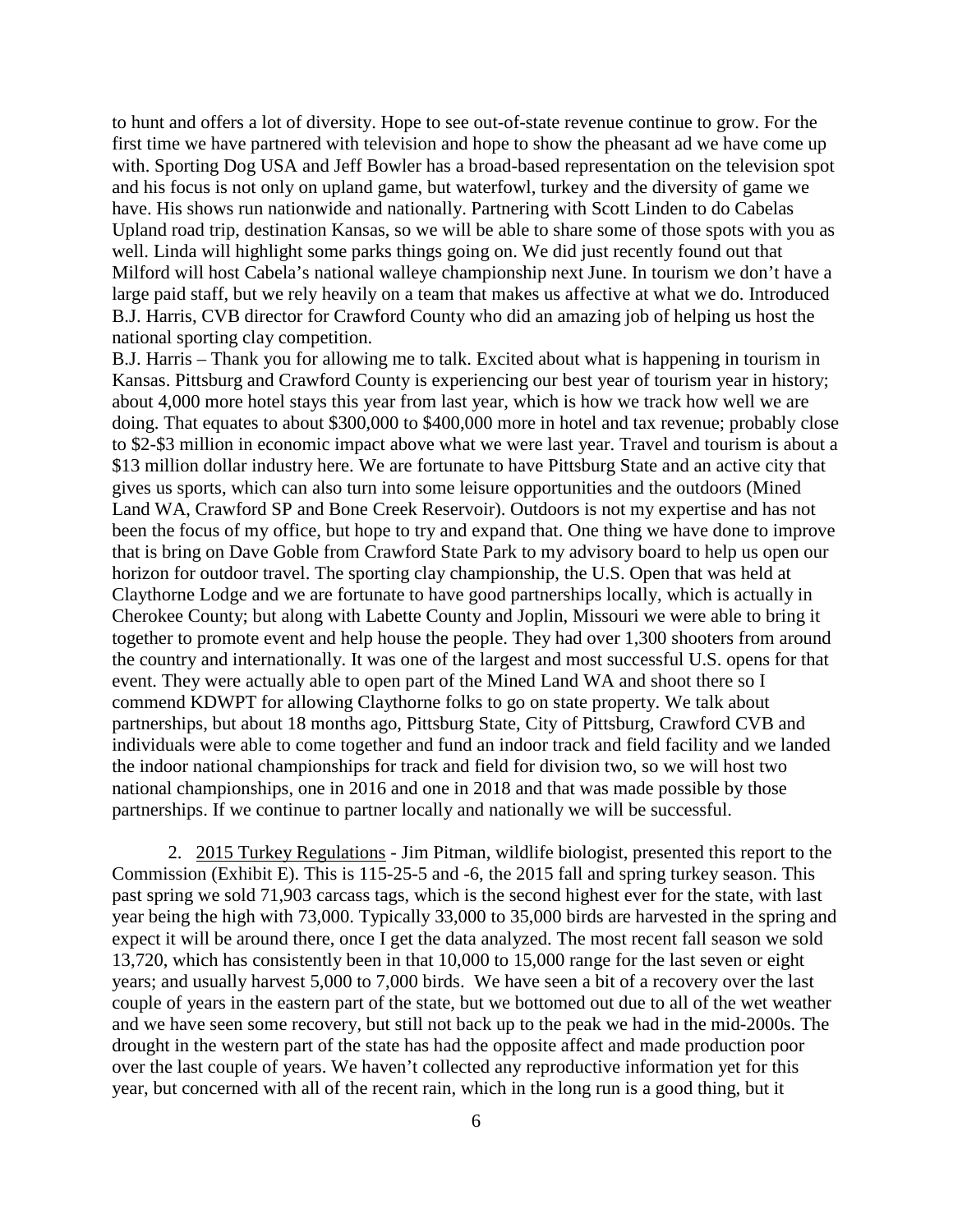to hunt and offers a lot of diversity. Hope to see out-of-state revenue continue to grow. For the first time we have partnered with television and hope to show the pheasant ad we have come up with. Sporting Dog USA and Jeff Bowler has a broad-based representation on the television spot and his focus is not only on upland game, but waterfowl, turkey and the diversity of game we have. His shows run nationwide and nationally. Partnering with Scott Linden to do Cabelas Upland road trip, destination Kansas, so we will be able to share some of those spots with you as well. Linda will highlight some parks things going on. We did just recently found out that Milford will host Cabela's national walleye championship next June. In tourism we don't have a large paid staff, but we rely heavily on a team that makes us affective at what we do. Introduced B.J. Harris, CVB director for Crawford County who did an amazing job of helping us host the national sporting clay competition.

B.J. Harris – Thank you for allowing me to talk. Excited about what is happening in tourism in Kansas. Pittsburg and Crawford County is experiencing our best year of tourism year in history; about 4,000 more hotel stays this year from last year, which is how we track how well we are doing. That equates to about $300,000 to $400,000 more in hotel and tax revenue; probably close to $2-$3 million in economic impact above what we were last year. Travel and tourism is about a $13 million dollar industry here. We are fortunate to have Pittsburg State and an active city that gives us sports, which can also turn into some leisure opportunities and the outdoors (Mined Land WA, Crawford SP and Bone Creek Reservoir). Outdoors is not my expertise and has not been the focus of my office, but hope to try and expand that. One thing we have done to improve that is bring on Dave Goble from Crawford State Park to my advisory board to help us open our horizon for outdoor travel. The sporting clay championship, the U.S. Open that was held at Claythorne Lodge and we are fortunate to have good partnerships locally, which is actually in Cherokee County; but along with Labette County and Joplin, Missouri we were able to bring it together to promote event and help house the people. They had over 1,300 shooters from around the country and internationally. It was one of the largest and most successful U.S. opens for that event. They were actually able to open part of the Mined Land WA and shoot there so I commend KDWPT for allowing Claythorne folks to go on state property. We talk about partnerships, but about 18 months ago, Pittsburg State, City of Pittsburg, Crawford CVB and individuals were able to come together and fund an indoor track and field facility and we landed the indoor national championships for track and field for division two, so we will host two national championships, one in 2016 and one in 2018 and that was made possible by those partnerships. If we continue to partner locally and nationally we will be successful.

2. 2015 Turkey Regulations - Jim Pitman, wildlife biologist, presented this report to the Commission (Exhibit E). This is 115-25-5 and -6, the 2015 fall and spring turkey season. This past spring we sold 71,903 carcass tags, which is the second highest ever for the state, with last year being the high with 73,000. Typically 33,000 to 35,000 birds are harvested in the spring and expect it will be around there, once I get the data analyzed. The most recent fall season we sold 13,720, which has consistently been in that 10,000 to 15,000 range for the last seven or eight years; and usually harvest 5,000 to 7,000 birds. We have seen a bit of a recovery over the last couple of years in the eastern part of the state, but we bottomed out due to all of the wet weather and we have seen some recovery, but still not back up to the peak we had in the mid-2000s. The drought in the western part of the state has had the opposite affect and made production poor over the last couple of years. We haven't collected any reproductive information yet for this year, but concerned with all of the recent rain, which in the long run is a good thing, but it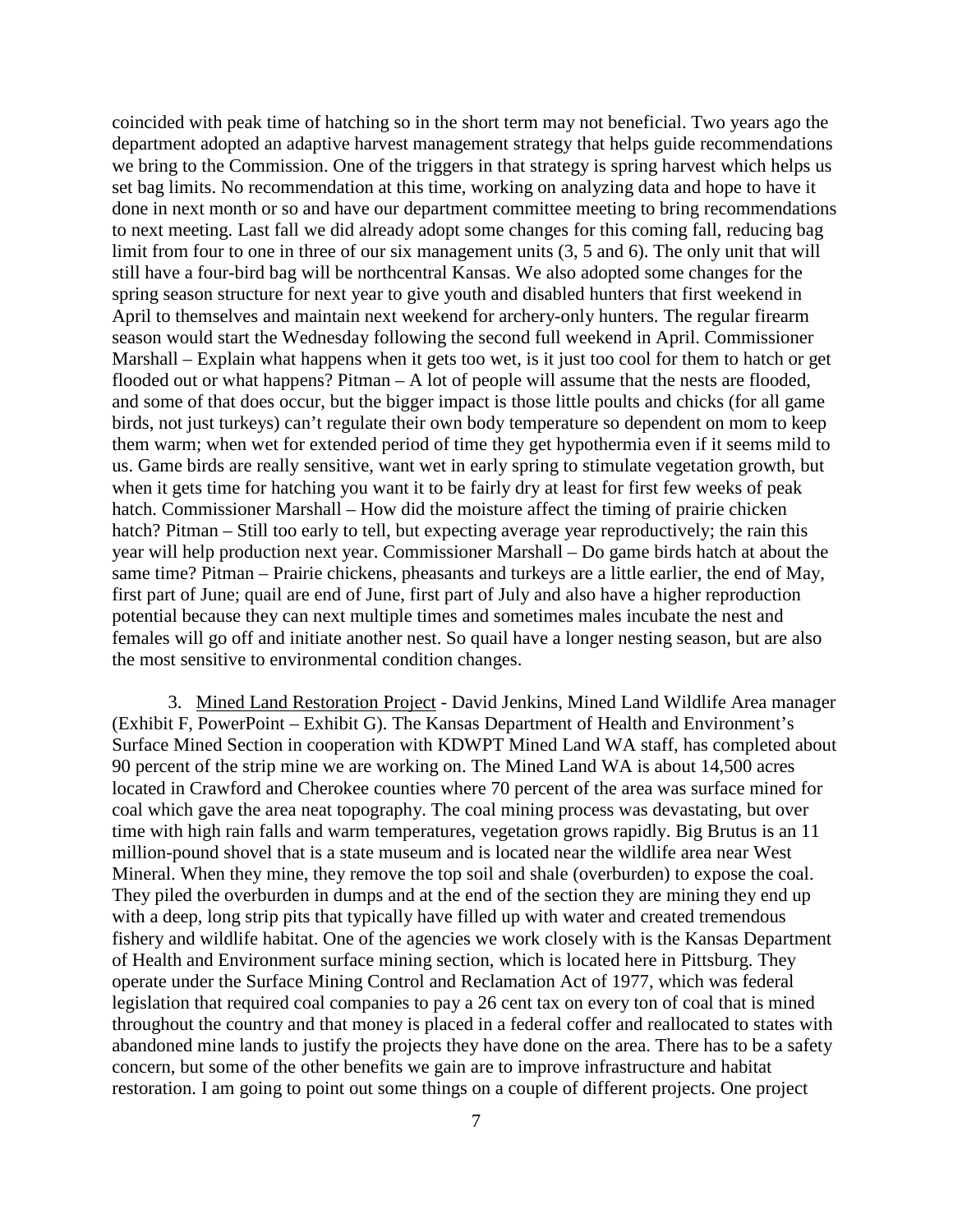coincided with peak time of hatching so in the short term may not beneficial. Two years ago the department adopted an adaptive harvest management strategy that helps guide recommendations we bring to the Commission. One of the triggers in that strategy is spring harvest which helps us set bag limits. No recommendation at this time, working on analyzing data and hope to have it done in next month or so and have our department committee meeting to bring recommendations to next meeting. Last fall we did already adopt some changes for this coming fall, reducing bag limit from four to one in three of our six management units (3, 5 and 6). The only unit that will still have a four-bird bag will be northcentral Kansas. We also adopted some changes for the spring season structure for next year to give youth and disabled hunters that first weekend in April to themselves and maintain next weekend for archery-only hunters. The regular firearm season would start the Wednesday following the second full weekend in April. Commissioner Marshall – Explain what happens when it gets too wet, is it just too cool for them to hatch or get flooded out or what happens? Pitman – A lot of people will assume that the nests are flooded, and some of that does occur, but the bigger impact is those little poults and chicks (for all game birds, not just turkeys) can't regulate their own body temperature so dependent on mom to keep them warm; when wet for extended period of time they get hypothermia even if it seems mild to us. Game birds are really sensitive, want wet in early spring to stimulate vegetation growth, but when it gets time for hatching you want it to be fairly dry at least for first few weeks of peak hatch. Commissioner Marshall – How did the moisture affect the timing of prairie chicken hatch? Pitman – Still too early to tell, but expecting average year reproductively; the rain this year will help production next year. Commissioner Marshall – Do game birds hatch at about the same time? Pitman – Prairie chickens, pheasants and turkeys are a little earlier, the end of May, first part of June; quail are end of June, first part of July and also have a higher reproduction potential because they can next multiple times and sometimes males incubate the nest and females will go off and initiate another nest. So quail have a longer nesting season, but are also the most sensitive to environmental condition changes.

3. Mined Land Restoration Project - David Jenkins, Mined Land Wildlife Area manager (Exhibit F, PowerPoint – Exhibit G). The Kansas Department of Health and Environment's Surface Mined Section in cooperation with KDWPT Mined Land WA staff, has completed about 90 percent of the strip mine we are working on. The Mined Land WA is about 14,500 acres located in Crawford and Cherokee counties where 70 percent of the area was surface mined for coal which gave the area neat topography. The coal mining process was devastating, but over time with high rain falls and warm temperatures, vegetation grows rapidly. Big Brutus is an 11 million-pound shovel that is a state museum and is located near the wildlife area near West Mineral. When they mine, they remove the top soil and shale (overburden) to expose the coal. They piled the overburden in dumps and at the end of the section they are mining they end up with a deep, long strip pits that typically have filled up with water and created tremendous fishery and wildlife habitat. One of the agencies we work closely with is the Kansas Department of Health and Environment surface mining section, which is located here in Pittsburg. They operate under the Surface Mining Control and Reclamation Act of 1977, which was federal legislation that required coal companies to pay a 26 cent tax on every ton of coal that is mined throughout the country and that money is placed in a federal coffer and reallocated to states with abandoned mine lands to justify the projects they have done on the area. There has to be a safety concern, but some of the other benefits we gain are to improve infrastructure and habitat restoration. I am going to point out some things on a couple of different projects. One project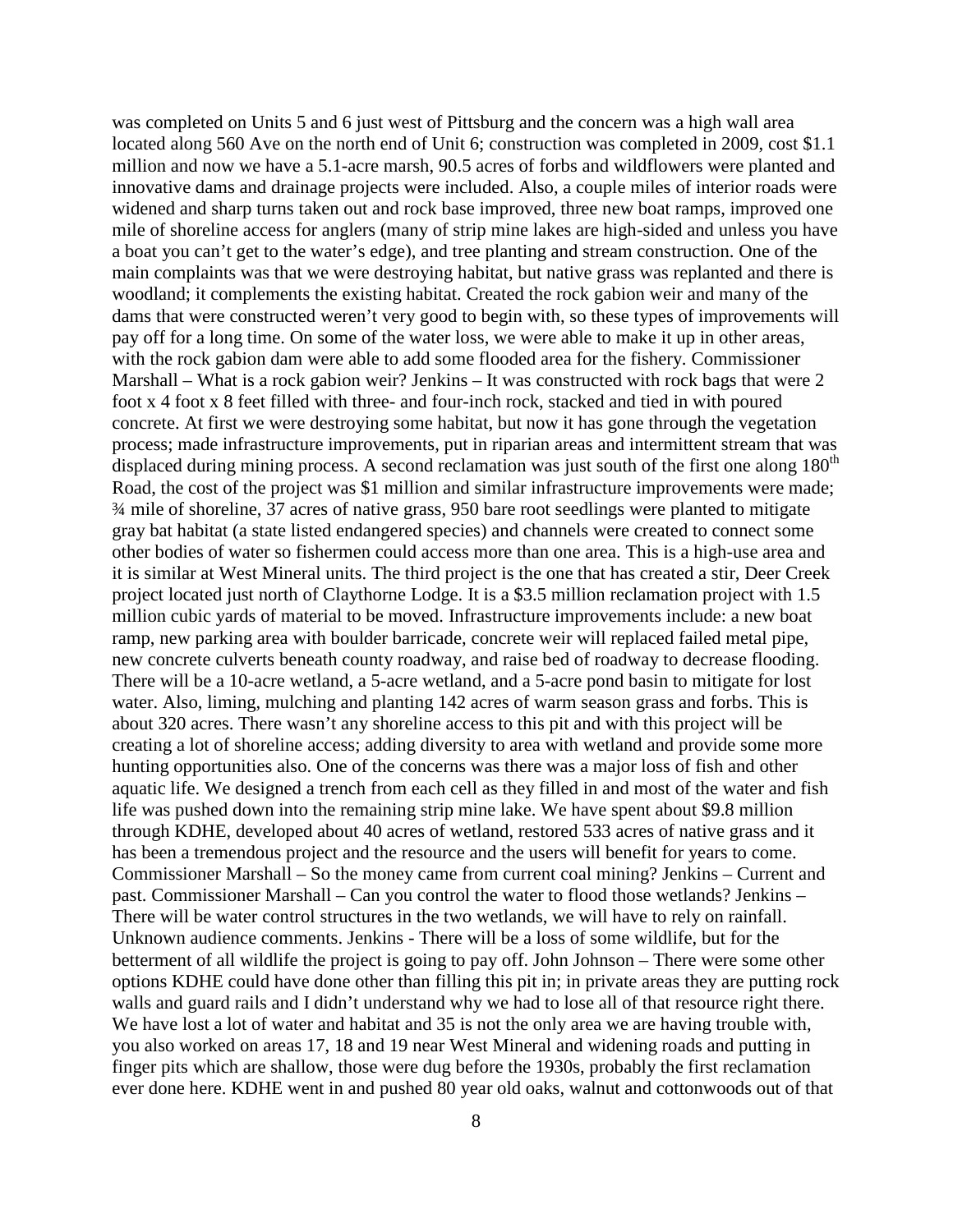was completed on Units 5 and 6 just west of Pittsburg and the concern was a high wall area located along 560 Ave on the north end of Unit 6; construction was completed in 2009, cost $1.1 million and now we have a 5.1-acre marsh, 90.5 acres of forbs and wildflowers were planted and innovative dams and drainage projects were included. Also, a couple miles of interior roads were widened and sharp turns taken out and rock base improved, three new boat ramps, improved one mile of shoreline access for anglers (many of strip mine lakes are high-sided and unless you have a boat you can't get to the water's edge), and tree planting and stream construction. One of the main complaints was that we were destroying habitat, but native grass was replanted and there is woodland; it complements the existing habitat. Created the rock gabion weir and many of the dams that were constructed weren't very good to begin with, so these types of improvements will pay off for a long time. On some of the water loss, we were able to make it up in other areas, with the rock gabion dam were able to add some flooded area for the fishery. Commissioner Marshall – What is a rock gabion weir? Jenkins – It was constructed with rock bags that were 2 foot x 4 foot x 8 feet filled with three- and four-inch rock, stacked and tied in with poured concrete. At first we were destroying some habitat, but now it has gone through the vegetation process; made infrastructure improvements, put in riparian areas and intermittent stream that was displaced during mining process. A second reclamation was just south of the first one along 180th Road, the cost of the project was $1 million and similar infrastructure improvements were made; ¾ mile of shoreline, 37 acres of native grass, 950 bare root seedlings were planted to mitigate gray bat habitat (a state listed endangered species) and channels were created to connect some other bodies of water so fishermen could access more than one area. This is a high-use area and it is similar at West Mineral units. The third project is the one that has created a stir, Deer Creek project located just north of Claythorne Lodge. It is a $3.5 million reclamation project with 1.5 million cubic yards of material to be moved. Infrastructure improvements include: a new boat ramp, new parking area with boulder barricade, concrete weir will replaced failed metal pipe, new concrete culverts beneath county roadway, and raise bed of roadway to decrease flooding. There will be a 10-acre wetland, a 5-acre wetland, and a 5-acre pond basin to mitigate for lost water. Also, liming, mulching and planting 142 acres of warm season grass and forbs. This is about 320 acres. There wasn't any shoreline access to this pit and with this project will be creating a lot of shoreline access; adding diversity to area with wetland and provide some more hunting opportunities also. One of the concerns was there was a major loss of fish and other aquatic life. We designed a trench from each cell as they filled in and most of the water and fish life was pushed down into the remaining strip mine lake. We have spent about $9.8 million through KDHE, developed about 40 acres of wetland, restored 533 acres of native grass and it has been a tremendous project and the resource and the users will benefit for years to come. Commissioner Marshall – So the money came from current coal mining? Jenkins – Current and past. Commissioner Marshall – Can you control the water to flood those wetlands? Jenkins – There will be water control structures in the two wetlands, we will have to rely on rainfall. Unknown audience comments. Jenkins - There will be a loss of some wildlife, but for the betterment of all wildlife the project is going to pay off. John Johnson – There were some other options KDHE could have done other than filling this pit in; in private areas they are putting rock walls and guard rails and I didn't understand why we had to lose all of that resource right there. We have lost a lot of water and habitat and 35 is not the only area we are having trouble with, you also worked on areas 17, 18 and 19 near West Mineral and widening roads and putting in finger pits which are shallow, those were dug before the 1930s, probably the first reclamation ever done here. KDHE went in and pushed 80 year old oaks, walnut and cottonwoods out of that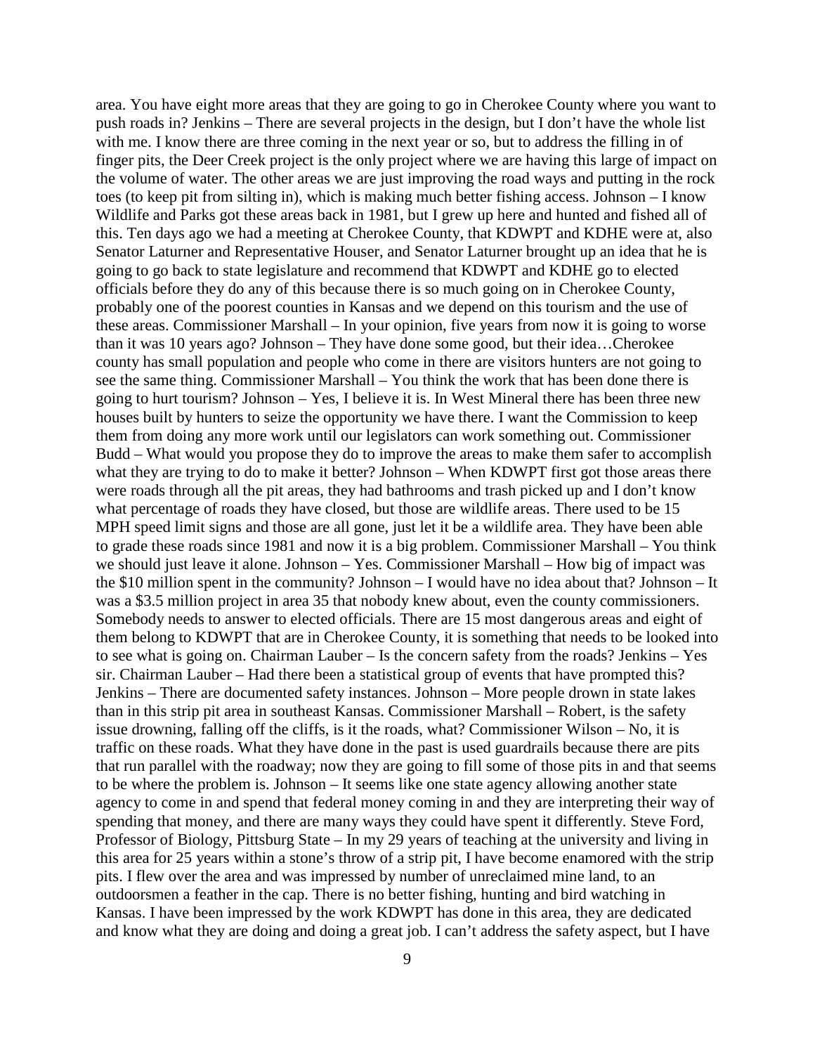area. You have eight more areas that they are going to go in Cherokee County where you want to push roads in? Jenkins – There are several projects in the design, but I don't have the whole list with me. I know there are three coming in the next year or so, but to address the filling in of finger pits, the Deer Creek project is the only project where we are having this large of impact on the volume of water. The other areas we are just improving the road ways and putting in the rock toes (to keep pit from silting in), which is making much better fishing access. Johnson – I know Wildlife and Parks got these areas back in 1981, but I grew up here and hunted and fished all of this. Ten days ago we had a meeting at Cherokee County, that KDWPT and KDHE were at, also Senator Laturner and Representative Houser, and Senator Laturner brought up an idea that he is going to go back to state legislature and recommend that KDWPT and KDHE go to elected officials before they do any of this because there is so much going on in Cherokee County, probably one of the poorest counties in Kansas and we depend on this tourism and the use of these areas. Commissioner Marshall – In your opinion, five years from now it is going to worse than it was 10 years ago? Johnson – They have done some good, but their idea…Cherokee county has small population and people who come in there are visitors hunters are not going to see the same thing. Commissioner Marshall – You think the work that has been done there is going to hurt tourism? Johnson – Yes, I believe it is. In West Mineral there has been three new houses built by hunters to seize the opportunity we have there. I want the Commission to keep them from doing any more work until our legislators can work something out. Commissioner Budd – What would you propose they do to improve the areas to make them safer to accomplish what they are trying to do to make it better? Johnson – When KDWPT first got those areas there were roads through all the pit areas, they had bathrooms and trash picked up and I don't know what percentage of roads they have closed, but those are wildlife areas. There used to be 15 MPH speed limit signs and those are all gone, just let it be a wildlife area. They have been able to grade these roads since 1981 and now it is a big problem. Commissioner Marshall – You think we should just leave it alone. Johnson – Yes. Commissioner Marshall – How big of impact was the $10 million spent in the community? Johnson – I would have no idea about that? Johnson – It was a $3.5 million project in area 35 that nobody knew about, even the county commissioners. Somebody needs to answer to elected officials. There are 15 most dangerous areas and eight of them belong to KDWPT that are in Cherokee County, it is something that needs to be looked into to see what is going on. Chairman Lauber – Is the concern safety from the roads? Jenkins – Yes sir. Chairman Lauber – Had there been a statistical group of events that have prompted this? Jenkins – There are documented safety instances. Johnson – More people drown in state lakes than in this strip pit area in southeast Kansas. Commissioner Marshall – Robert, is the safety issue drowning, falling off the cliffs, is it the roads, what? Commissioner Wilson – No, it is traffic on these roads. What they have done in the past is used guardrails because there are pits that run parallel with the roadway; now they are going to fill some of those pits in and that seems to be where the problem is. Johnson – It seems like one state agency allowing another state agency to come in and spend that federal money coming in and they are interpreting their way of spending that money, and there are many ways they could have spent it differently. Steve Ford, Professor of Biology, Pittsburg State – In my 29 years of teaching at the university and living in this area for 25 years within a stone's throw of a strip pit, I have become enamored with the strip pits. I flew over the area and was impressed by number of unreclaimed mine land, to an outdoorsmen a feather in the cap. There is no better fishing, hunting and bird watching in Kansas. I have been impressed by the work KDWPT has done in this area, they are dedicated and know what they are doing and doing a great job. I can't address the safety aspect, but I have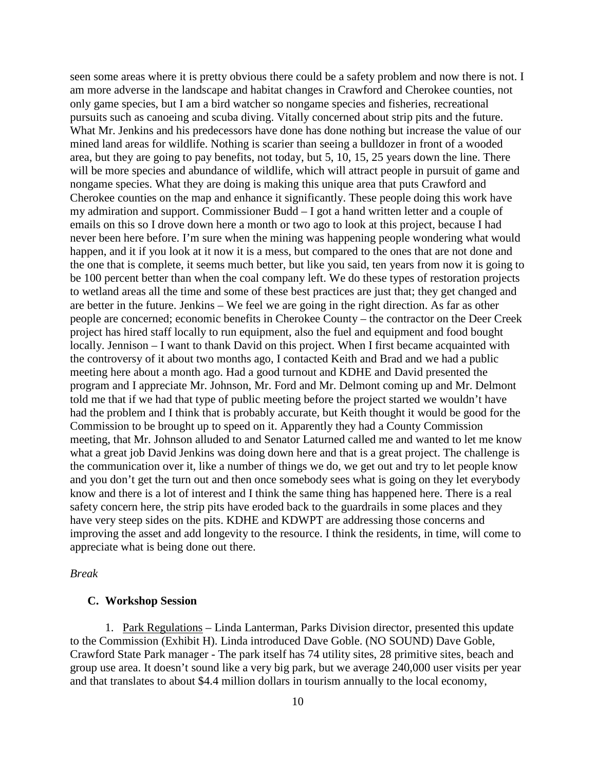seen some areas where it is pretty obvious there could be a safety problem and now there is not. I am more adverse in the landscape and habitat changes in Crawford and Cherokee counties, not only game species, but I am a bird watcher so nongame species and fisheries, recreational pursuits such as canoeing and scuba diving. Vitally concerned about strip pits and the future. What Mr. Jenkins and his predecessors have done has done nothing but increase the value of our mined land areas for wildlife. Nothing is scarier than seeing a bulldozer in front of a wooded area, but they are going to pay benefits, not today, but 5, 10, 15, 25 years down the line. There will be more species and abundance of wildlife, which will attract people in pursuit of game and nongame species. What they are doing is making this unique area that puts Crawford and Cherokee counties on the map and enhance it significantly. These people doing this work have my admiration and support. Commissioner Budd – I got a hand written letter and a couple of emails on this so I drove down here a month or two ago to look at this project, because I had never been here before. I'm sure when the mining was happening people wondering what would happen, and it if you look at it now it is a mess, but compared to the ones that are not done and the one that is complete, it seems much better, but like you said, ten years from now it is going to be 100 percent better than when the coal company left. We do these types of restoration projects to wetland areas all the time and some of these best practices are just that; they get changed and are better in the future. Jenkins – We feel we are going in the right direction. As far as other people are concerned; economic benefits in Cherokee County – the contractor on the Deer Creek project has hired staff locally to run equipment, also the fuel and equipment and food bought locally. Jennison – I want to thank David on this project. When I first became acquainted with the controversy of it about two months ago, I contacted Keith and Brad and we had a public meeting here about a month ago. Had a good turnout and KDHE and David presented the program and I appreciate Mr. Johnson, Mr. Ford and Mr. Delmont coming up and Mr. Delmont told me that if we had that type of public meeting before the project started we wouldn't have had the problem and I think that is probably accurate, but Keith thought it would be good for the Commission to be brought up to speed on it. Apparently they had a County Commission meeting, that Mr. Johnson alluded to and Senator Laturned called me and wanted to let me know what a great job David Jenkins was doing down here and that is a great project. The challenge is the communication over it, like a number of things we do, we get out and try to let people know and you don't get the turn out and then once somebody sees what is going on they let everybody know and there is a lot of interest and I think the same thing has happened here. There is a real safety concern here, the strip pits have eroded back to the guardrails in some places and they have very steep sides on the pits. KDHE and KDWPT are addressing those concerns and improving the asset and add longevity to the resource. I think the residents, in time, will come to appreciate what is being done out there.

*Break*

### C. Workshop Session

1. Park Regulations – Linda Lanterman, Parks Division director, presented this update to the Commission (Exhibit H). Linda introduced Dave Goble. (NO SOUND) Dave Goble, Crawford State Park manager - The park itself has 74 utility sites, 28 primitive sites, beach and group use area. It doesn't sound like a very big park, but we average 240,000 user visits per year and that translates to about $4.4 million dollars in tourism annually to the local economy,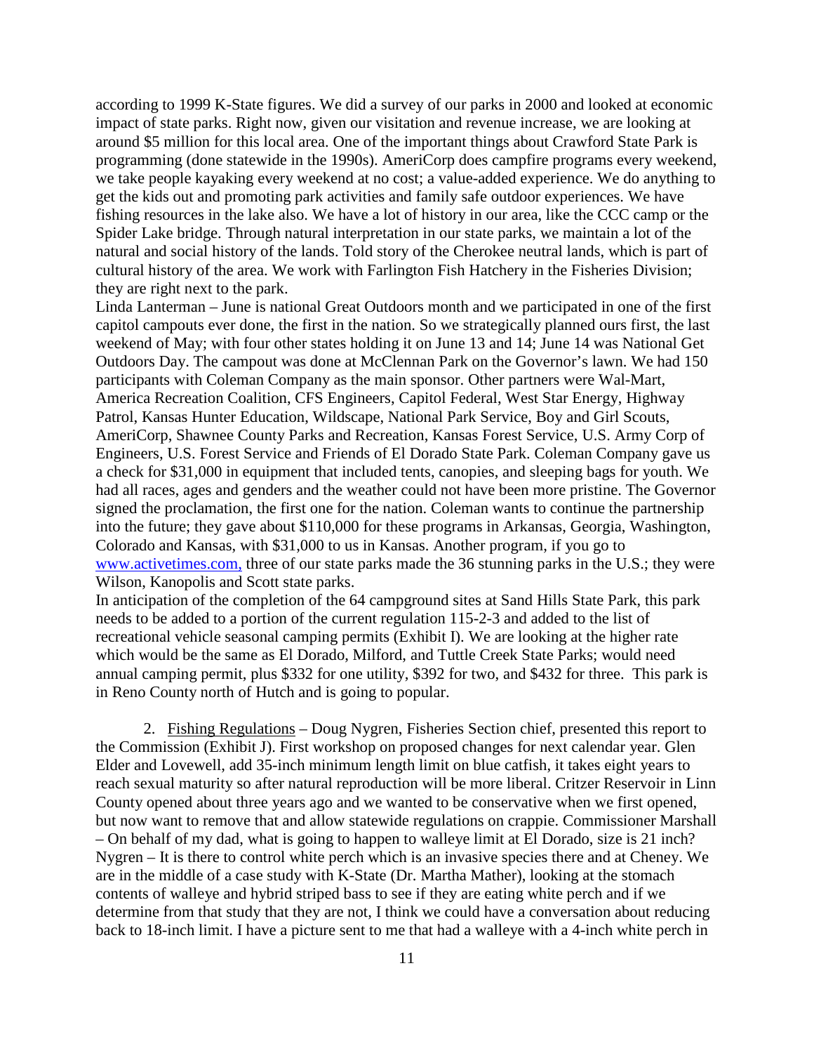according to 1999 K-State figures. We did a survey of our parks in 2000 and looked at economic impact of state parks. Right now, given our visitation and revenue increase, we are looking at around $5 million for this local area. One of the important things about Crawford State Park is programming (done statewide in the 1990s). AmeriCorp does campfire programs every weekend, we take people kayaking every weekend at no cost; a value-added experience. We do anything to get the kids out and promoting park activities and family safe outdoor experiences. We have fishing resources in the lake also. We have a lot of history in our area, like the CCC camp or the Spider Lake bridge. Through natural interpretation in our state parks, we maintain a lot of the natural and social history of the lands. Told story of the Cherokee neutral lands, which is part of cultural history of the area. We work with Farlington Fish Hatchery in the Fisheries Division; they are right next to the park.

Linda Lanterman – June is national Great Outdoors month and we participated in one of the first capitol campouts ever done, the first in the nation. So we strategically planned ours first, the last weekend of May; with four other states holding it on June 13 and 14; June 14 was National Get Outdoors Day. The campout was done at McClennan Park on the Governor's lawn. We had 150 participants with Coleman Company as the main sponsor. Other partners were Wal-Mart, America Recreation Coalition, CFS Engineers, Capitol Federal, West Star Energy, Highway Patrol, Kansas Hunter Education, Wildscape, National Park Service, Boy and Girl Scouts, AmeriCorp, Shawnee County Parks and Recreation, Kansas Forest Service, U.S. Army Corp of Engineers, U.S. Forest Service and Friends of El Dorado State Park. Coleman Company gave us a check for $31,000 in equipment that included tents, canopies, and sleeping bags for youth. We had all races, ages and genders and the weather could not have been more pristine. The Governor signed the proclamation, the first one for the nation. Coleman wants to continue the partnership into the future; they gave about $110,000 for these programs in Arkansas, Georgia, Washington, Colorado and Kansas, with $31,000 to us in Kansas. Another program, if you go to www.activetimes.com, three of our state parks made the 36 stunning parks in the U.S.; they were Wilson, Kanopolis and Scott state parks.

In anticipation of the completion of the 64 campground sites at Sand Hills State Park, this park needs to be added to a portion of the current regulation 115-2-3 and added to the list of recreational vehicle seasonal camping permits (Exhibit I). We are looking at the higher rate which would be the same as El Dorado, Milford, and Tuttle Creek State Parks; would need annual camping permit, plus $332 for one utility, $392 for two, and $432 for three. This park is in Reno County north of Hutch and is going to popular.

2. Fishing Regulations – Doug Nygren, Fisheries Section chief, presented this report to the Commission (Exhibit J). First workshop on proposed changes for next calendar year. Glen Elder and Lovewell, add 35-inch minimum length limit on blue catfish, it takes eight years to reach sexual maturity so after natural reproduction will be more liberal. Critzer Reservoir in Linn County opened about three years ago and we wanted to be conservative when we first opened, but now want to remove that and allow statewide regulations on crappie. Commissioner Marshall – On behalf of my dad, what is going to happen to walleye limit at El Dorado, size is 21 inch? Nygren – It is there to control white perch which is an invasive species there and at Cheney. We are in the middle of a case study with K-State (Dr. Martha Mather), looking at the stomach contents of walleye and hybrid striped bass to see if they are eating white perch and if we determine from that study that they are not, I think we could have a conversation about reducing back to 18-inch limit. I have a picture sent to me that had a walleye with a 4-inch white perch in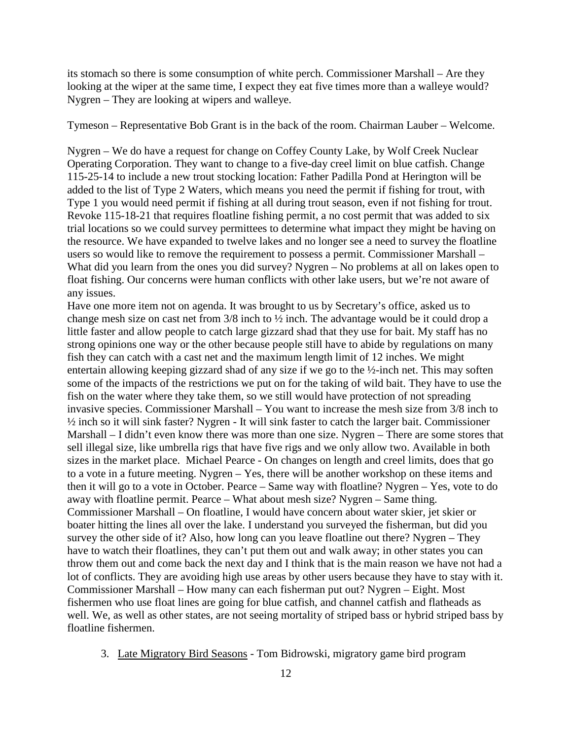its stomach so there is some consumption of white perch. Commissioner Marshall – Are they looking at the wiper at the same time, I expect they eat five times more than a walleye would? Nygren – They are looking at wipers and walleye.

Tymeson – Representative Bob Grant is in the back of the room. Chairman Lauber – Welcome.

Nygren – We do have a request for change on Coffey County Lake, by Wolf Creek Nuclear Operating Corporation. They want to change to a five-day creel limit on blue catfish. Change 115-25-14 to include a new trout stocking location: Father Padilla Pond at Herington will be added to the list of Type 2 Waters, which means you need the permit if fishing for trout, with Type 1 you would need permit if fishing at all during trout season, even if not fishing for trout. Revoke 115-18-21 that requires floatline fishing permit, a no cost permit that was added to six trial locations so we could survey permittees to determine what impact they might be having on the resource. We have expanded to twelve lakes and no longer see a need to survey the floatline users so would like to remove the requirement to possess a permit. Commissioner Marshall – What did you learn from the ones you did survey? Nygren – No problems at all on lakes open to float fishing. Our concerns were human conflicts with other lake users, but we're not aware of any issues.
Have one more item not on agenda. It was brought to us by Secretary's office, asked us to change mesh size on cast net from 3/8 inch to ½ inch. The advantage would be it could drop a little faster and allow people to catch large gizzard shad that they use for bait. My staff has no strong opinions one way or the other because people still have to abide by regulations on many fish they can catch with a cast net and the maximum length limit of 12 inches. We might entertain allowing keeping gizzard shad of any size if we go to the ½-inch net. This may soften some of the impacts of the restrictions we put on for the taking of wild bait. They have to use the fish on the water where they take them, so we still would have protection of not spreading invasive species. Commissioner Marshall – You want to increase the mesh size from 3/8 inch to ½ inch so it will sink faster? Nygren - It will sink faster to catch the larger bait. Commissioner Marshall – I didn't even know there was more than one size. Nygren – There are some stores that sell illegal size, like umbrella rigs that have five rigs and we only allow two. Available in both sizes in the market place. Michael Pearce - On changes on length and creel limits, does that go to a vote in a future meeting. Nygren – Yes, there will be another workshop on these items and then it will go to a vote in October. Pearce – Same way with floatline? Nygren – Yes, vote to do away with floatline permit. Pearce – What about mesh size? Nygren – Same thing. Commissioner Marshall – On floatline, I would have concern about water skier, jet skier or boater hitting the lines all over the lake. I understand you surveyed the fisherman, but did you survey the other side of it? Also, how long can you leave floatline out there? Nygren – They have to watch their floatlines, they can't put them out and walk away; in other states you can throw them out and come back the next day and I think that is the main reason we have not had a lot of conflicts. They are avoiding high use areas by other users because they have to stay with it. Commissioner Marshall – How many can each fisherman put out? Nygren – Eight. Most fishermen who use float lines are going for blue catfish, and channel catfish and flatheads as well. We, as well as other states, are not seeing mortality of striped bass or hybrid striped bass by floatline fishermen.

3. <u>Late Migratory Bird Seasons</u> - Tom Bidrowski, migratory game bird program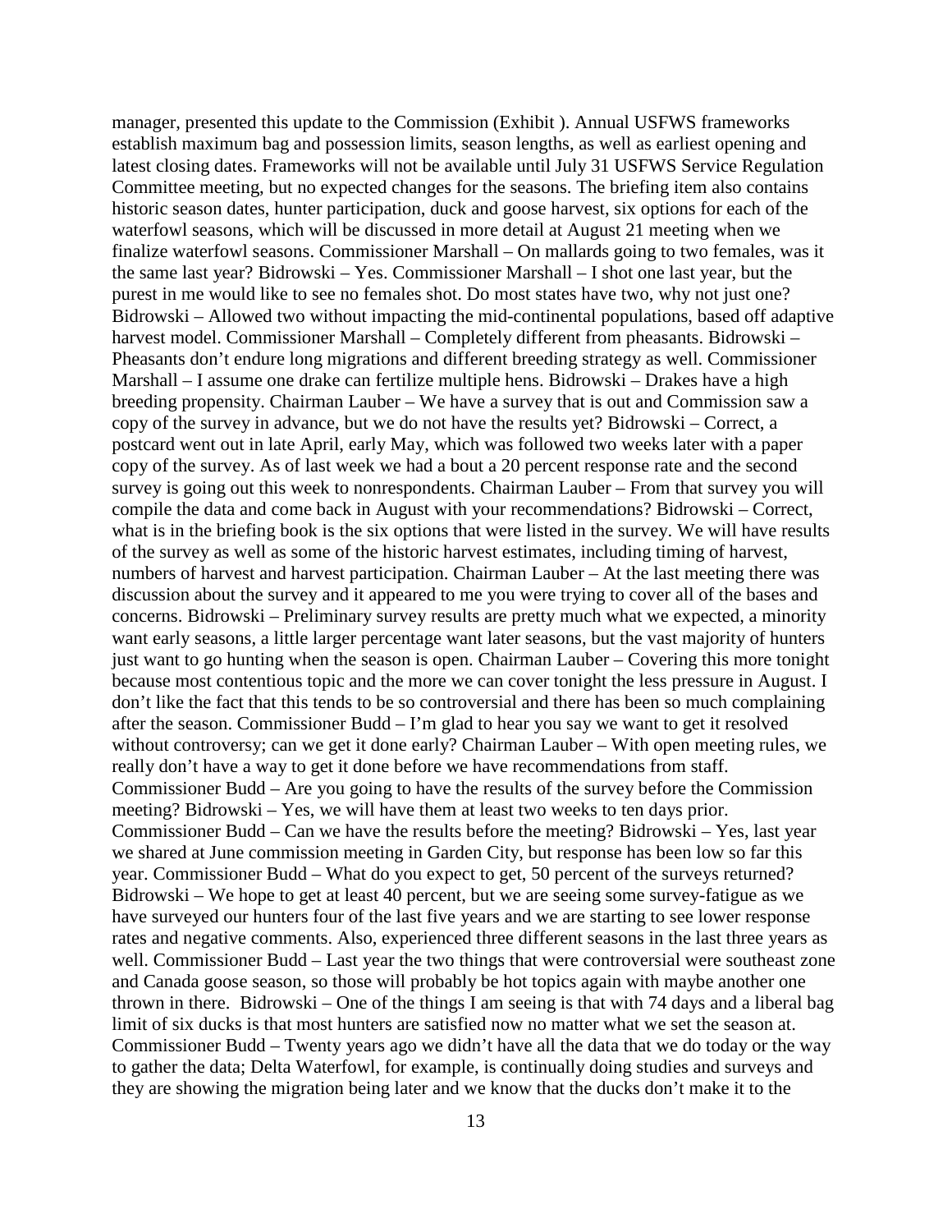manager, presented this update to the Commission (Exhibit ). Annual USFWS frameworks establish maximum bag and possession limits, season lengths, as well as earliest opening and latest closing dates. Frameworks will not be available until July 31 USFWS Service Regulation Committee meeting, but no expected changes for the seasons. The briefing item also contains historic season dates, hunter participation, duck and goose harvest, six options for each of the waterfowl seasons, which will be discussed in more detail at August 21 meeting when we finalize waterfowl seasons. Commissioner Marshall – On mallards going to two females, was it the same last year? Bidrowski – Yes. Commissioner Marshall – I shot one last year, but the purest in me would like to see no females shot. Do most states have two, why not just one? Bidrowski – Allowed two without impacting the mid-continental populations, based off adaptive harvest model. Commissioner Marshall – Completely different from pheasants. Bidrowski – Pheasants don't endure long migrations and different breeding strategy as well. Commissioner Marshall – I assume one drake can fertilize multiple hens. Bidrowski – Drakes have a high breeding propensity. Chairman Lauber – We have a survey that is out and Commission saw a copy of the survey in advance, but we do not have the results yet? Bidrowski – Correct, a postcard went out in late April, early May, which was followed two weeks later with a paper copy of the survey. As of last week we had a bout a 20 percent response rate and the second survey is going out this week to nonrespondents. Chairman Lauber – From that survey you will compile the data and come back in August with your recommendations? Bidrowski – Correct, what is in the briefing book is the six options that were listed in the survey. We will have results of the survey as well as some of the historic harvest estimates, including timing of harvest, numbers of harvest and harvest participation. Chairman Lauber – At the last meeting there was discussion about the survey and it appeared to me you were trying to cover all of the bases and concerns. Bidrowski – Preliminary survey results are pretty much what we expected, a minority want early seasons, a little larger percentage want later seasons, but the vast majority of hunters just want to go hunting when the season is open. Chairman Lauber – Covering this more tonight because most contentious topic and the more we can cover tonight the less pressure in August. I don't like the fact that this tends to be so controversial and there has been so much complaining after the season. Commissioner Budd – I'm glad to hear you say we want to get it resolved without controversy; can we get it done early? Chairman Lauber – With open meeting rules, we really don't have a way to get it done before we have recommendations from staff. Commissioner Budd – Are you going to have the results of the survey before the Commission meeting? Bidrowski – Yes, we will have them at least two weeks to ten days prior. Commissioner Budd – Can we have the results before the meeting? Bidrowski – Yes, last year we shared at June commission meeting in Garden City, but response has been low so far this year. Commissioner Budd – What do you expect to get, 50 percent of the surveys returned? Bidrowski – We hope to get at least 40 percent, but we are seeing some survey-fatigue as we have surveyed our hunters four of the last five years and we are starting to see lower response rates and negative comments. Also, experienced three different seasons in the last three years as well. Commissioner Budd – Last year the two things that were controversial were southeast zone and Canada goose season, so those will probably be hot topics again with maybe another one thrown in there. Bidrowski – One of the things I am seeing is that with 74 days and a liberal bag limit of six ducks is that most hunters are satisfied now no matter what we set the season at. Commissioner Budd – Twenty years ago we didn't have all the data that we do today or the way to gather the data; Delta Waterfowl, for example, is continually doing studies and surveys and they are showing the migration being later and we know that the ducks don't make it to the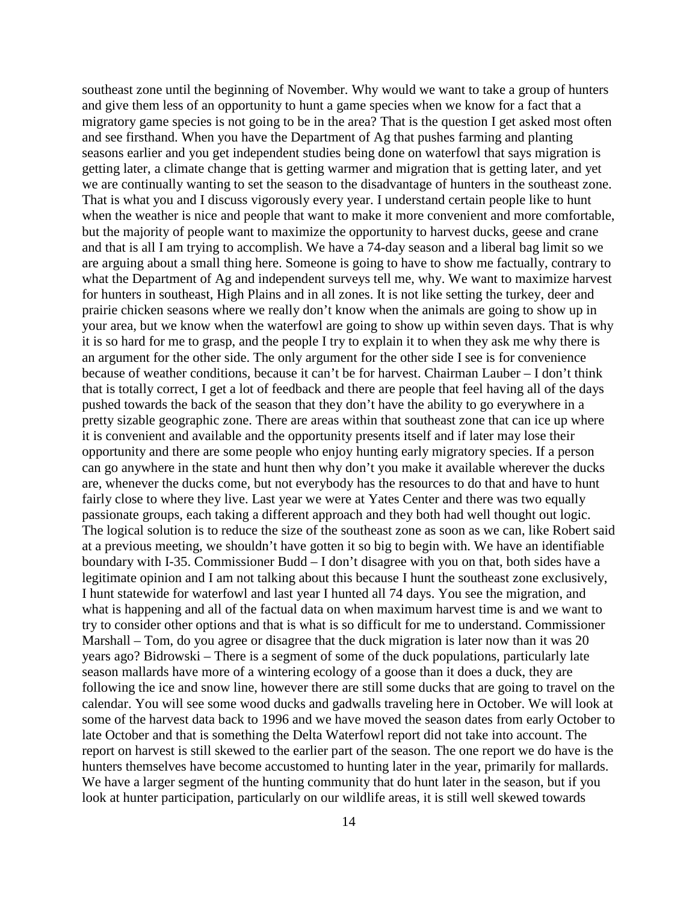southeast zone until the beginning of November. Why would we want to take a group of hunters and give them less of an opportunity to hunt a game species when we know for a fact that a migratory game species is not going to be in the area? That is the question I get asked most often and see firsthand. When you have the Department of Ag that pushes farming and planting seasons earlier and you get independent studies being done on waterfowl that says migration is getting later, a climate change that is getting warmer and migration that is getting later, and yet we are continually wanting to set the season to the disadvantage of hunters in the southeast zone. That is what you and I discuss vigorously every year. I understand certain people like to hunt when the weather is nice and people that want to make it more convenient and more comfortable, but the majority of people want to maximize the opportunity to harvest ducks, geese and crane and that is all I am trying to accomplish. We have a 74-day season and a liberal bag limit so we are arguing about a small thing here. Someone is going to have to show me factually, contrary to what the Department of Ag and independent surveys tell me, why. We want to maximize harvest for hunters in southeast, High Plains and in all zones. It is not like setting the turkey, deer and prairie chicken seasons where we really don't know when the animals are going to show up in your area, but we know when the waterfowl are going to show up within seven days. That is why it is so hard for me to grasp, and the people I try to explain it to when they ask me why there is an argument for the other side. The only argument for the other side I see is for convenience because of weather conditions, because it can't be for harvest. Chairman Lauber – I don't think that is totally correct, I get a lot of feedback and there are people that feel having all of the days pushed towards the back of the season that they don't have the ability to go everywhere in a pretty sizable geographic zone. There are areas within that southeast zone that can ice up where it is convenient and available and the opportunity presents itself and if later may lose their opportunity and there are some people who enjoy hunting early migratory species. If a person can go anywhere in the state and hunt then why don't you make it available wherever the ducks are, whenever the ducks come, but not everybody has the resources to do that and have to hunt fairly close to where they live. Last year we were at Yates Center and there was two equally passionate groups, each taking a different approach and they both had well thought out logic. The logical solution is to reduce the size of the southeast zone as soon as we can, like Robert said at a previous meeting, we shouldn't have gotten it so big to begin with. We have an identifiable boundary with I-35. Commissioner Budd – I don't disagree with you on that, both sides have a legitimate opinion and I am not talking about this because I hunt the southeast zone exclusively, I hunt statewide for waterfowl and last year I hunted all 74 days. You see the migration, and what is happening and all of the factual data on when maximum harvest time is and we want to try to consider other options and that is what is so difficult for me to understand. Commissioner Marshall – Tom, do you agree or disagree that the duck migration is later now than it was 20 years ago? Bidrowski – There is a segment of some of the duck populations, particularly late season mallards have more of a wintering ecology of a goose than it does a duck, they are following the ice and snow line, however there are still some ducks that are going to travel on the calendar. You will see some wood ducks and gadwalls traveling here in October. We will look at some of the harvest data back to 1996 and we have moved the season dates from early October to late October and that is something the Delta Waterfowl report did not take into account. The report on harvest is still skewed to the earlier part of the season. The one report we do have is the hunters themselves have become accustomed to hunting later in the year, primarily for mallards. We have a larger segment of the hunting community that do hunt later in the season, but if you look at hunter participation, particularly on our wildlife areas, it is still well skewed towards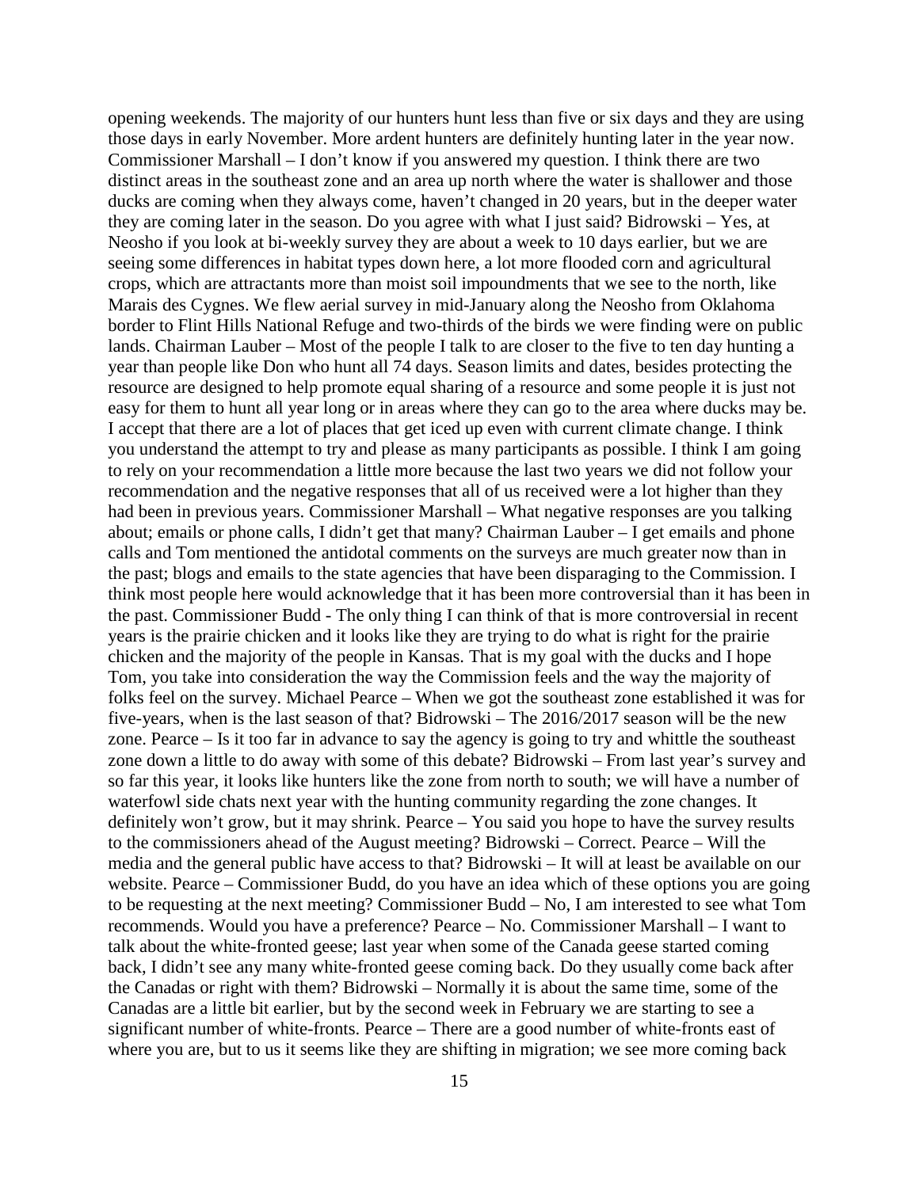opening weekends. The majority of our hunters hunt less than five or six days and they are using those days in early November. More ardent hunters are definitely hunting later in the year now. Commissioner Marshall – I don't know if you answered my question. I think there are two distinct areas in the southeast zone and an area up north where the water is shallower and those ducks are coming when they always come, haven't changed in 20 years, but in the deeper water they are coming later in the season. Do you agree with what I just said? Bidrowski – Yes, at Neosho if you look at bi-weekly survey they are about a week to 10 days earlier, but we are seeing some differences in habitat types down here, a lot more flooded corn and agricultural crops, which are attractants more than moist soil impoundments that we see to the north, like Marais des Cygnes. We flew aerial survey in mid-January along the Neosho from Oklahoma border to Flint Hills National Refuge and two-thirds of the birds we were finding were on public lands. Chairman Lauber – Most of the people I talk to are closer to the five to ten day hunting a year than people like Don who hunt all 74 days. Season limits and dates, besides protecting the resource are designed to help promote equal sharing of a resource and some people it is just not easy for them to hunt all year long or in areas where they can go to the area where ducks may be. I accept that there are a lot of places that get iced up even with current climate change. I think you understand the attempt to try and please as many participants as possible. I think I am going to rely on your recommendation a little more because the last two years we did not follow your recommendation and the negative responses that all of us received were a lot higher than they had been in previous years. Commissioner Marshall – What negative responses are you talking about; emails or phone calls, I didn't get that many? Chairman Lauber – I get emails and phone calls and Tom mentioned the antidotal comments on the surveys are much greater now than in the past; blogs and emails to the state agencies that have been disparaging to the Commission. I think most people here would acknowledge that it has been more controversial than it has been in the past. Commissioner Budd - The only thing I can think of that is more controversial in recent years is the prairie chicken and it looks like they are trying to do what is right for the prairie chicken and the majority of the people in Kansas. That is my goal with the ducks and I hope Tom, you take into consideration the way the Commission feels and the way the majority of folks feel on the survey. Michael Pearce – When we got the southeast zone established it was for five-years, when is the last season of that? Bidrowski – The 2016/2017 season will be the new zone. Pearce – Is it too far in advance to say the agency is going to try and whittle the southeast zone down a little to do away with some of this debate? Bidrowski – From last year's survey and so far this year, it looks like hunters like the zone from north to south; we will have a number of waterfowl side chats next year with the hunting community regarding the zone changes. It definitely won't grow, but it may shrink. Pearce – You said you hope to have the survey results to the commissioners ahead of the August meeting? Bidrowski – Correct. Pearce – Will the media and the general public have access to that? Bidrowski – It will at least be available on our website. Pearce – Commissioner Budd, do you have an idea which of these options you are going to be requesting at the next meeting? Commissioner Budd – No, I am interested to see what Tom recommends. Would you have a preference? Pearce – No. Commissioner Marshall – I want to talk about the white-fronted geese; last year when some of the Canada geese started coming back, I didn't see any many white-fronted geese coming back. Do they usually come back after the Canadas or right with them? Bidrowski – Normally it is about the same time, some of the Canadas are a little bit earlier, but by the second week in February we are starting to see a significant number of white-fronts. Pearce – There are a good number of white-fronts east of where you are, but to us it seems like they are shifting in migration; we see more coming back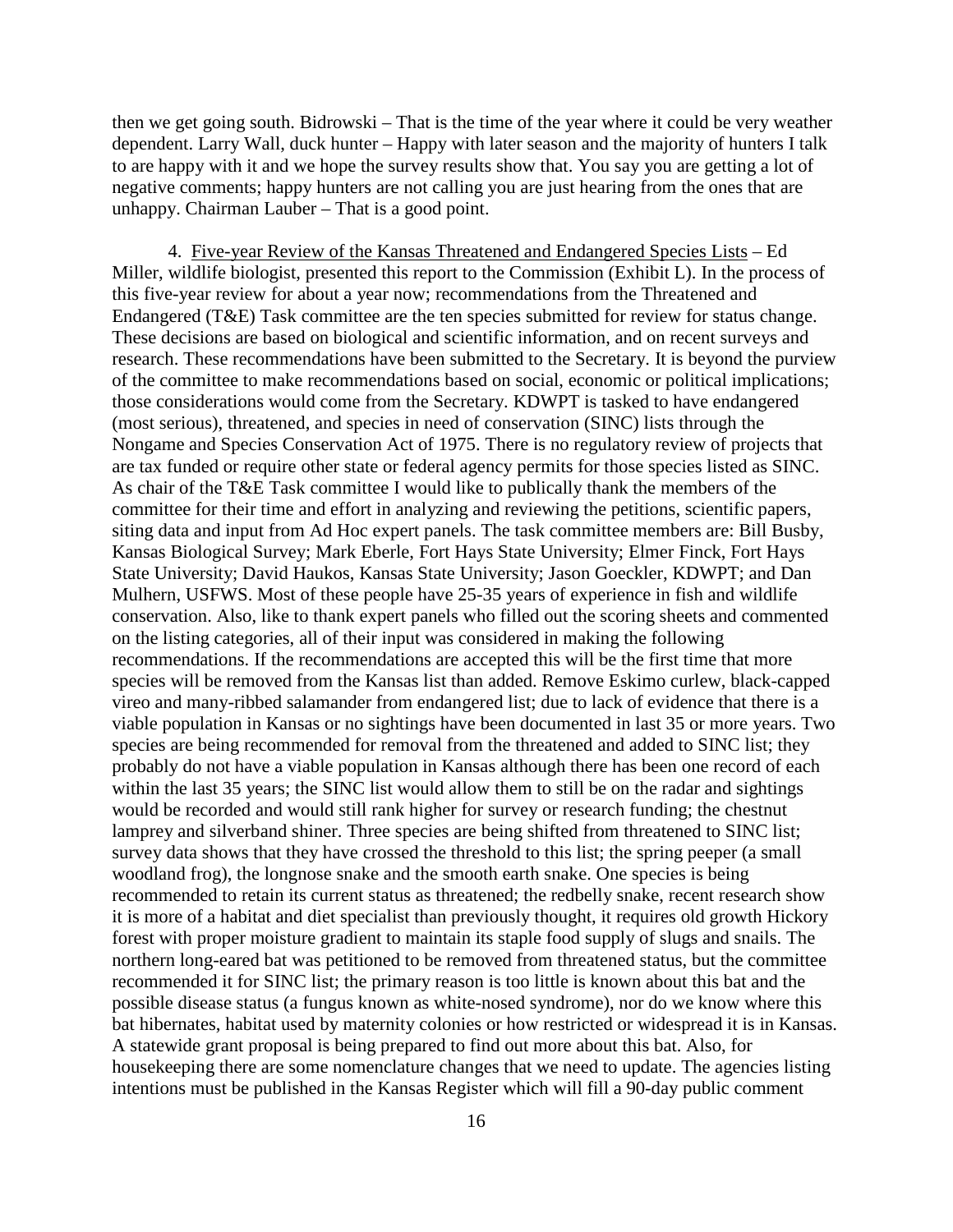then we get going south. Bidrowski – That is the time of the year where it could be very weather dependent. Larry Wall, duck hunter – Happy with later season and the majority of hunters I talk to are happy with it and we hope the survey results show that. You say you are getting a lot of negative comments; happy hunters are not calling you are just hearing from the ones that are unhappy. Chairman Lauber – That is a good point.

4. Five-year Review of the Kansas Threatened and Endangered Species Lists – Ed Miller, wildlife biologist, presented this report to the Commission (Exhibit L). In the process of this five-year review for about a year now; recommendations from the Threatened and Endangered (T&E) Task committee are the ten species submitted for review for status change. These decisions are based on biological and scientific information, and on recent surveys and research. These recommendations have been submitted to the Secretary. It is beyond the purview of the committee to make recommendations based on social, economic or political implications; those considerations would come from the Secretary. KDWPT is tasked to have endangered (most serious), threatened, and species in need of conservation (SINC) lists through the Nongame and Species Conservation Act of 1975. There is no regulatory review of projects that are tax funded or require other state or federal agency permits for those species listed as SINC. As chair of the T&E Task committee I would like to publically thank the members of the committee for their time and effort in analyzing and reviewing the petitions, scientific papers, siting data and input from Ad Hoc expert panels. The task committee members are: Bill Busby, Kansas Biological Survey; Mark Eberle, Fort Hays State University; Elmer Finck, Fort Hays State University; David Haukos, Kansas State University; Jason Goeckler, KDWPT; and Dan Mulhern, USFWS. Most of these people have 25-35 years of experience in fish and wildlife conservation. Also, like to thank expert panels who filled out the scoring sheets and commented on the listing categories, all of their input was considered in making the following recommendations. If the recommendations are accepted this will be the first time that more species will be removed from the Kansas list than added. Remove Eskimo curlew, black-capped vireo and many-ribbed salamander from endangered list; due to lack of evidence that there is a viable population in Kansas or no sightings have been documented in last 35 or more years. Two species are being recommended for removal from the threatened and added to SINC list; they probably do not have a viable population in Kansas although there has been one record of each within the last 35 years; the SINC list would allow them to still be on the radar and sightings would be recorded and would still rank higher for survey or research funding; the chestnut lamprey and silverband shiner. Three species are being shifted from threatened to SINC list; survey data shows that they have crossed the threshold to this list; the spring peeper (a small woodland frog), the longnose snake and the smooth earth snake. One species is being recommended to retain its current status as threatened; the redbelly snake, recent research show it is more of a habitat and diet specialist than previously thought, it requires old growth Hickory forest with proper moisture gradient to maintain its staple food supply of slugs and snails. The northern long-eared bat was petitioned to be removed from threatened status, but the committee recommended it for SINC list; the primary reason is too little is known about this bat and the possible disease status (a fungus known as white-nosed syndrome), nor do we know where this bat hibernates, habitat used by maternity colonies or how restricted or widespread it is in Kansas. A statewide grant proposal is being prepared to find out more about this bat. Also, for housekeeping there are some nomenclature changes that we need to update. The agencies listing intentions must be published in the Kansas Register which will fill a 90-day public comment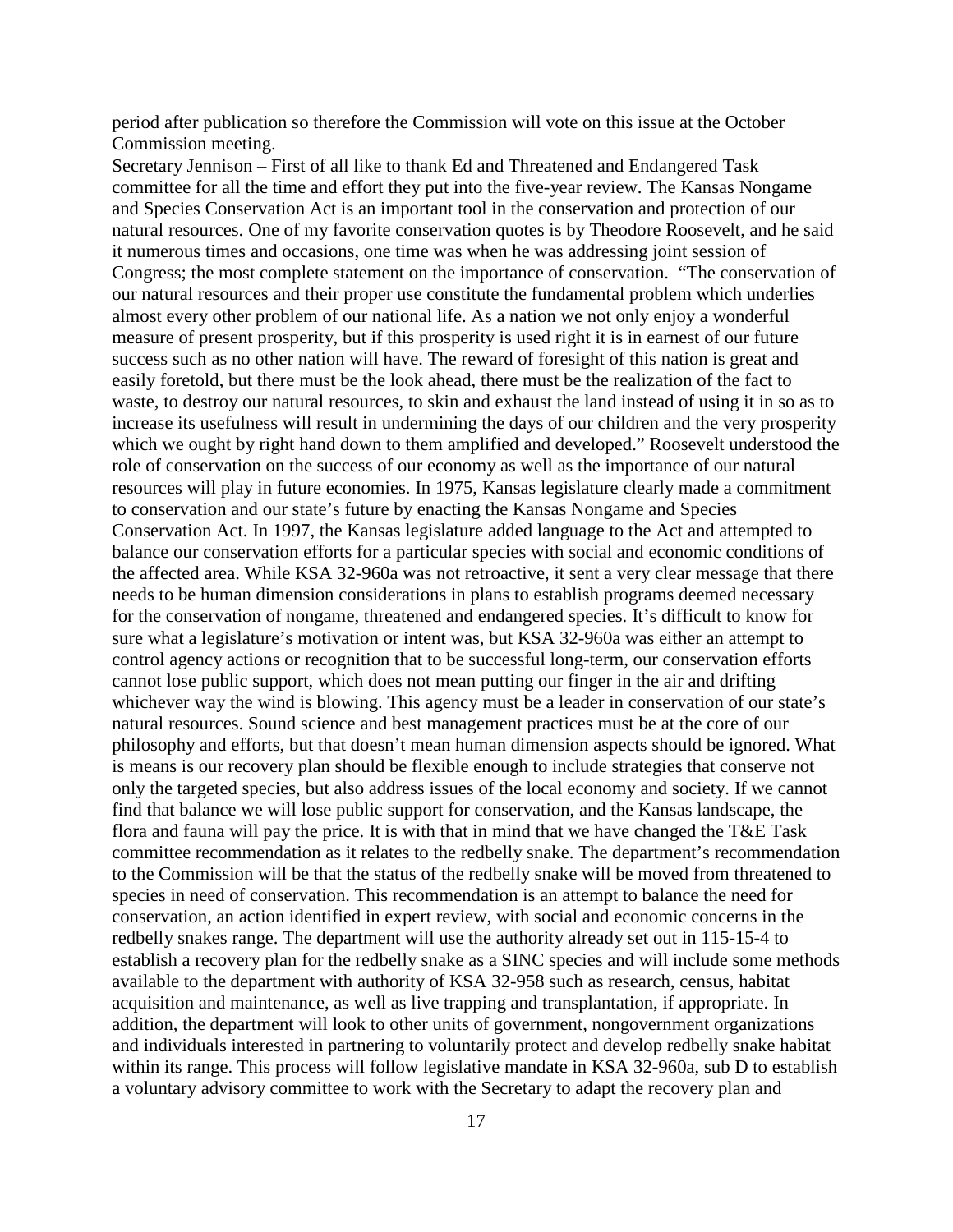period after publication so therefore the Commission will vote on this issue at the October Commission meeting.

Secretary Jennison – First of all like to thank Ed and Threatened and Endangered Task committee for all the time and effort they put into the five-year review. The Kansas Nongame and Species Conservation Act is an important tool in the conservation and protection of our natural resources. One of my favorite conservation quotes is by Theodore Roosevelt, and he said it numerous times and occasions, one time was when he was addressing joint session of Congress; the most complete statement on the importance of conservation. "The conservation of our natural resources and their proper use constitute the fundamental problem which underlies almost every other problem of our national life. As a nation we not only enjoy a wonderful measure of present prosperity, but if this prosperity is used right it is in earnest of our future success such as no other nation will have. The reward of foresight of this nation is great and easily foretold, but there must be the look ahead, there must be the realization of the fact to waste, to destroy our natural resources, to skin and exhaust the land instead of using it in so as to increase its usefulness will result in undermining the days of our children and the very prosperity which we ought by right hand down to them amplified and developed." Roosevelt understood the role of conservation on the success of our economy as well as the importance of our natural resources will play in future economies. In 1975, Kansas legislature clearly made a commitment to conservation and our state's future by enacting the Kansas Nongame and Species Conservation Act. In 1997, the Kansas legislature added language to the Act and attempted to balance our conservation efforts for a particular species with social and economic conditions of the affected area. While KSA 32-960a was not retroactive, it sent a very clear message that there needs to be human dimension considerations in plans to establish programs deemed necessary for the conservation of nongame, threatened and endangered species. It's difficult to know for sure what a legislature's motivation or intent was, but KSA 32-960a was either an attempt to control agency actions or recognition that to be successful long-term, our conservation efforts cannot lose public support, which does not mean putting our finger in the air and drifting whichever way the wind is blowing. This agency must be a leader in conservation of our state's natural resources. Sound science and best management practices must be at the core of our philosophy and efforts, but that doesn't mean human dimension aspects should be ignored. What is means is our recovery plan should be flexible enough to include strategies that conserve not only the targeted species, but also address issues of the local economy and society. If we cannot find that balance we will lose public support for conservation, and the Kansas landscape, the flora and fauna will pay the price. It is with that in mind that we have changed the T&E Task committee recommendation as it relates to the redbelly snake. The department's recommendation to the Commission will be that the status of the redbelly snake will be moved from threatened to species in need of conservation. This recommendation is an attempt to balance the need for conservation, an action identified in expert review, with social and economic concerns in the redbelly snakes range. The department will use the authority already set out in 115-15-4 to establish a recovery plan for the redbelly snake as a SINC species and will include some methods available to the department with authority of KSA 32-958 such as research, census, habitat acquisition and maintenance, as well as live trapping and transplantation, if appropriate. In addition, the department will look to other units of government, nongovernment organizations and individuals interested in partnering to voluntarily protect and develop redbelly snake habitat within its range. This process will follow legislative mandate in KSA 32-960a, sub D to establish a voluntary advisory committee to work with the Secretary to adapt the recovery plan and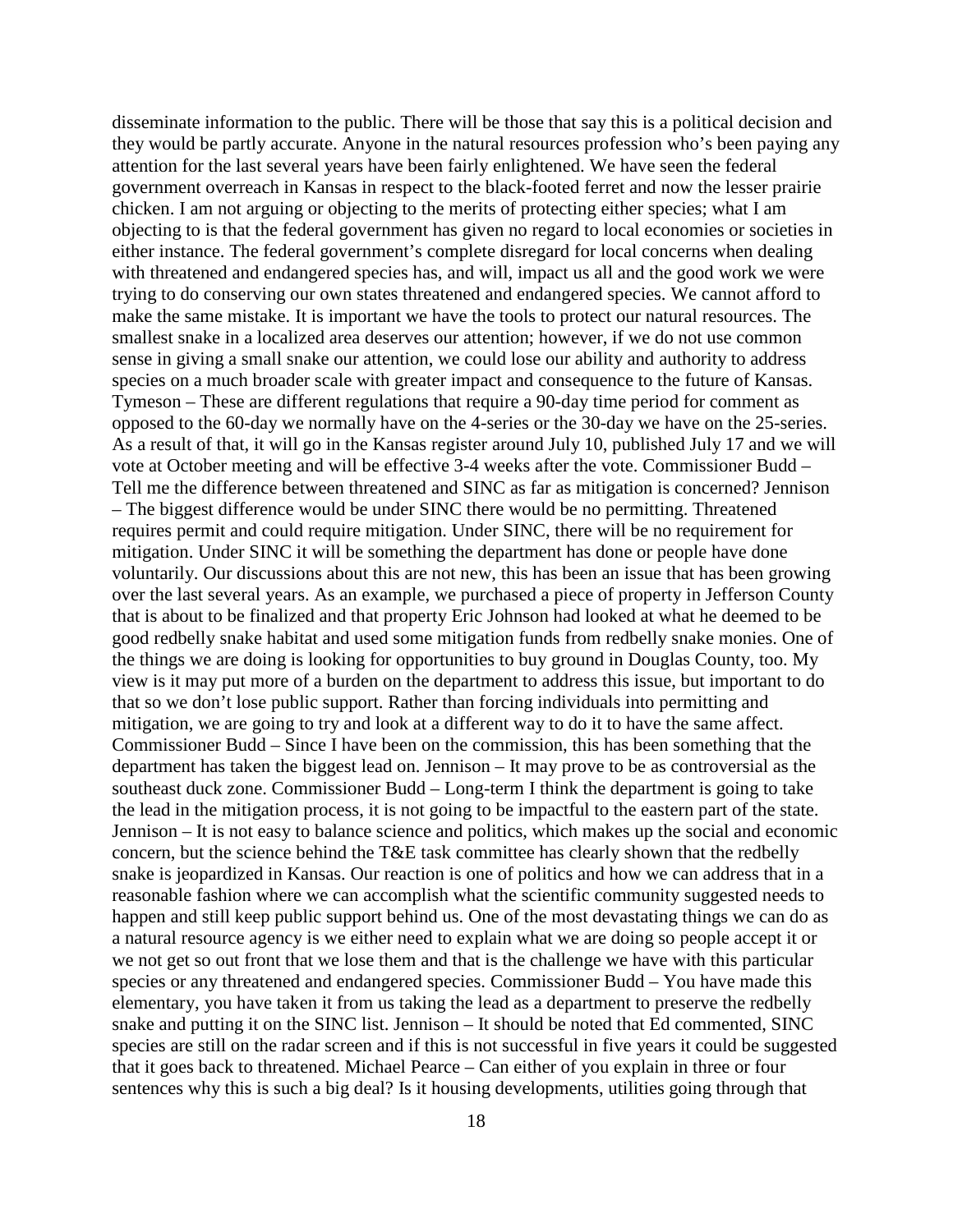disseminate information to the public. There will be those that say this is a political decision and they would be partly accurate. Anyone in the natural resources profession who's been paying any attention for the last several years have been fairly enlightened. We have seen the federal government overreach in Kansas in respect to the black-footed ferret and now the lesser prairie chicken. I am not arguing or objecting to the merits of protecting either species; what I am objecting to is that the federal government has given no regard to local economies or societies in either instance. The federal government's complete disregard for local concerns when dealing with threatened and endangered species has, and will, impact us all and the good work we were trying to do conserving our own states threatened and endangered species. We cannot afford to make the same mistake. It is important we have the tools to protect our natural resources. The smallest snake in a localized area deserves our attention; however, if we do not use common sense in giving a small snake our attention, we could lose our ability and authority to address species on a much broader scale with greater impact and consequence to the future of Kansas. Tymeson – These are different regulations that require a 90-day time period for comment as opposed to the 60-day we normally have on the 4-series or the 30-day we have on the 25-series. As a result of that, it will go in the Kansas register around July 10, published July 17 and we will vote at October meeting and will be effective 3-4 weeks after the vote. Commissioner Budd – Tell me the difference between threatened and SINC as far as mitigation is concerned? Jennison – The biggest difference would be under SINC there would be no permitting. Threatened requires permit and could require mitigation. Under SINC, there will be no requirement for mitigation. Under SINC it will be something the department has done or people have done voluntarily. Our discussions about this are not new, this has been an issue that has been growing over the last several years. As an example, we purchased a piece of property in Jefferson County that is about to be finalized and that property Eric Johnson had looked at what he deemed to be good redbelly snake habitat and used some mitigation funds from redbelly snake monies. One of the things we are doing is looking for opportunities to buy ground in Douglas County, too. My view is it may put more of a burden on the department to address this issue, but important to do that so we don't lose public support. Rather than forcing individuals into permitting and mitigation, we are going to try and look at a different way to do it to have the same affect. Commissioner Budd – Since I have been on the commission, this has been something that the department has taken the biggest lead on. Jennison – It may prove to be as controversial as the southeast duck zone. Commissioner Budd – Long-term I think the department is going to take the lead in the mitigation process, it is not going to be impactful to the eastern part of the state. Jennison – It is not easy to balance science and politics, which makes up the social and economic concern, but the science behind the T&E task committee has clearly shown that the redbelly snake is jeopardized in Kansas. Our reaction is one of politics and how we can address that in a reasonable fashion where we can accomplish what the scientific community suggested needs to happen and still keep public support behind us. One of the most devastating things we can do as a natural resource agency is we either need to explain what we are doing so people accept it or we not get so out front that we lose them and that is the challenge we have with this particular species or any threatened and endangered species. Commissioner Budd – You have made this elementary, you have taken it from us taking the lead as a department to preserve the redbelly snake and putting it on the SINC list. Jennison – It should be noted that Ed commented, SINC species are still on the radar screen and if this is not successful in five years it could be suggested that it goes back to threatened. Michael Pearce – Can either of you explain in three or four sentences why this is such a big deal? Is it housing developments, utilities going through that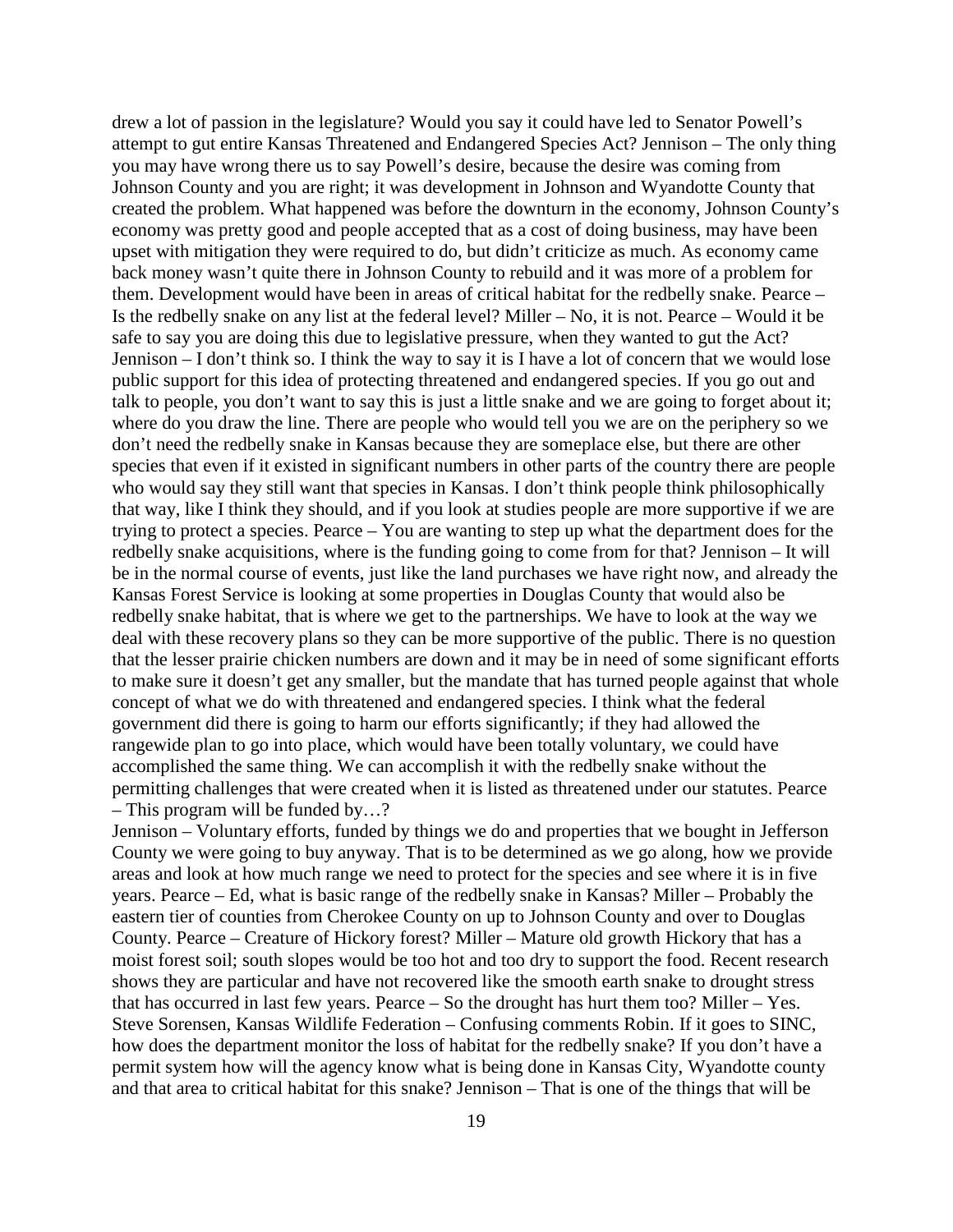drew a lot of passion in the legislature? Would you say it could have led to Senator Powell's attempt to gut entire Kansas Threatened and Endangered Species Act? Jennison – The only thing you may have wrong there us to say Powell's desire, because the desire was coming from Johnson County and you are right; it was development in Johnson and Wyandotte County that created the problem. What happened was before the downturn in the economy, Johnson County's economy was pretty good and people accepted that as a cost of doing business, may have been upset with mitigation they were required to do, but didn't criticize as much. As economy came back money wasn't quite there in Johnson County to rebuild and it was more of a problem for them. Development would have been in areas of critical habitat for the redbelly snake. Pearce – Is the redbelly snake on any list at the federal level? Miller – No, it is not. Pearce – Would it be safe to say you are doing this due to legislative pressure, when they wanted to gut the Act? Jennison – I don't think so. I think the way to say it is I have a lot of concern that we would lose public support for this idea of protecting threatened and endangered species. If you go out and talk to people, you don't want to say this is just a little snake and we are going to forget about it; where do you draw the line. There are people who would tell you we are on the periphery so we don't need the redbelly snake in Kansas because they are someplace else, but there are other species that even if it existed in significant numbers in other parts of the country there are people who would say they still want that species in Kansas. I don't think people think philosophically that way, like I think they should, and if you look at studies people are more supportive if we are trying to protect a species. Pearce – You are wanting to step up what the department does for the redbelly snake acquisitions, where is the funding going to come from for that? Jennison – It will be in the normal course of events, just like the land purchases we have right now, and already the Kansas Forest Service is looking at some properties in Douglas County that would also be redbelly snake habitat, that is where we get to the partnerships. We have to look at the way we deal with these recovery plans so they can be more supportive of the public. There is no question that the lesser prairie chicken numbers are down and it may be in need of some significant efforts to make sure it doesn't get any smaller, but the mandate that has turned people against that whole concept of what we do with threatened and endangered species. I think what the federal government did there is going to harm our efforts significantly; if they had allowed the rangewide plan to go into place, which would have been totally voluntary, we could have accomplished the same thing. We can accomplish it with the redbelly snake without the permitting challenges that were created when it is listed as threatened under our statutes. Pearce – This program will be funded by…?

Jennison – Voluntary efforts, funded by things we do and properties that we bought in Jefferson County we were going to buy anyway. That is to be determined as we go along, how we provide areas and look at how much range we need to protect for the species and see where it is in five years. Pearce – Ed, what is basic range of the redbelly snake in Kansas? Miller – Probably the eastern tier of counties from Cherokee County on up to Johnson County and over to Douglas County. Pearce – Creature of Hickory forest? Miller – Mature old growth Hickory that has a moist forest soil; south slopes would be too hot and too dry to support the food. Recent research shows they are particular and have not recovered like the smooth earth snake to drought stress that has occurred in last few years. Pearce – So the drought has hurt them too? Miller – Yes. Steve Sorensen, Kansas Wildlife Federation – Confusing comments Robin. If it goes to SINC, how does the department monitor the loss of habitat for the redbelly snake? If you don't have a permit system how will the agency know what is being done in Kansas City, Wyandotte county and that area to critical habitat for this snake? Jennison – That is one of the things that will be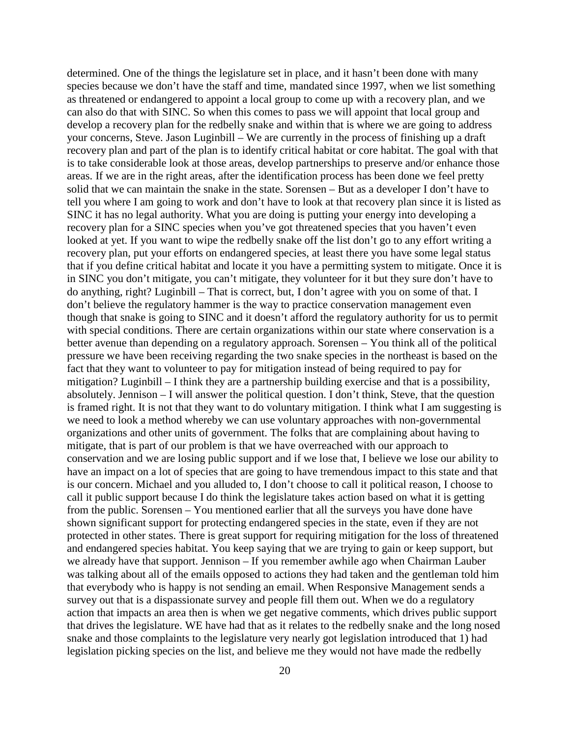determined. One of the things the legislature set in place, and it hasn't been done with many species because we don't have the staff and time, mandated since 1997, when we list something as threatened or endangered to appoint a local group to come up with a recovery plan, and we can also do that with SINC. So when this comes to pass we will appoint that local group and develop a recovery plan for the redbelly snake and within that is where we are going to address your concerns, Steve. Jason Luginbill – We are currently in the process of finishing up a draft recovery plan and part of the plan is to identify critical habitat or core habitat. The goal with that is to take considerable look at those areas, develop partnerships to preserve and/or enhance those areas. If we are in the right areas, after the identification process has been done we feel pretty solid that we can maintain the snake in the state. Sorensen – But as a developer I don't have to tell you where I am going to work and don't have to look at that recovery plan since it is listed as SINC it has no legal authority. What you are doing is putting your energy into developing a recovery plan for a SINC species when you've got threatened species that you haven't even looked at yet. If you want to wipe the redbelly snake off the list don't go to any effort writing a recovery plan, put your efforts on endangered species, at least there you have some legal status that if you define critical habitat and locate it you have a permitting system to mitigate. Once it is in SINC you don't mitigate, you can't mitigate, they volunteer for it but they sure don't have to do anything, right? Luginbill – That is correct, but, I don't agree with you on some of that. I don't believe the regulatory hammer is the way to practice conservation management even though that snake is going to SINC and it doesn't afford the regulatory authority for us to permit with special conditions. There are certain organizations within our state where conservation is a better avenue than depending on a regulatory approach. Sorensen – You think all of the political pressure we have been receiving regarding the two snake species in the northeast is based on the fact that they want to volunteer to pay for mitigation instead of being required to pay for mitigation? Luginbill – I think they are a partnership building exercise and that is a possibility, absolutely. Jennison – I will answer the political question. I don't think, Steve, that the question is framed right. It is not that they want to do voluntary mitigation. I think what I am suggesting is we need to look a method whereby we can use voluntary approaches with non-governmental organizations and other units of government. The folks that are complaining about having to mitigate, that is part of our problem is that we have overreached with our approach to conservation and we are losing public support and if we lose that, I believe we lose our ability to have an impact on a lot of species that are going to have tremendous impact to this state and that is our concern. Michael and you alluded to, I don't choose to call it political reason, I choose to call it public support because I do think the legislature takes action based on what it is getting from the public. Sorensen – You mentioned earlier that all the surveys you have done have shown significant support for protecting endangered species in the state, even if they are not protected in other states. There is great support for requiring mitigation for the loss of threatened and endangered species habitat. You keep saying that we are trying to gain or keep support, but we already have that support. Jennison – If you remember awhile ago when Chairman Lauber was talking about all of the emails opposed to actions they had taken and the gentleman told him that everybody who is happy is not sending an email. When Responsive Management sends a survey out that is a dispassionate survey and people fill them out. When we do a regulatory action that impacts an area then is when we get negative comments, which drives public support that drives the legislature. WE have had that as it relates to the redbelly snake and the long nosed snake and those complaints to the legislature very nearly got legislation introduced that 1) had legislation picking species on the list, and believe me they would not have made the redbelly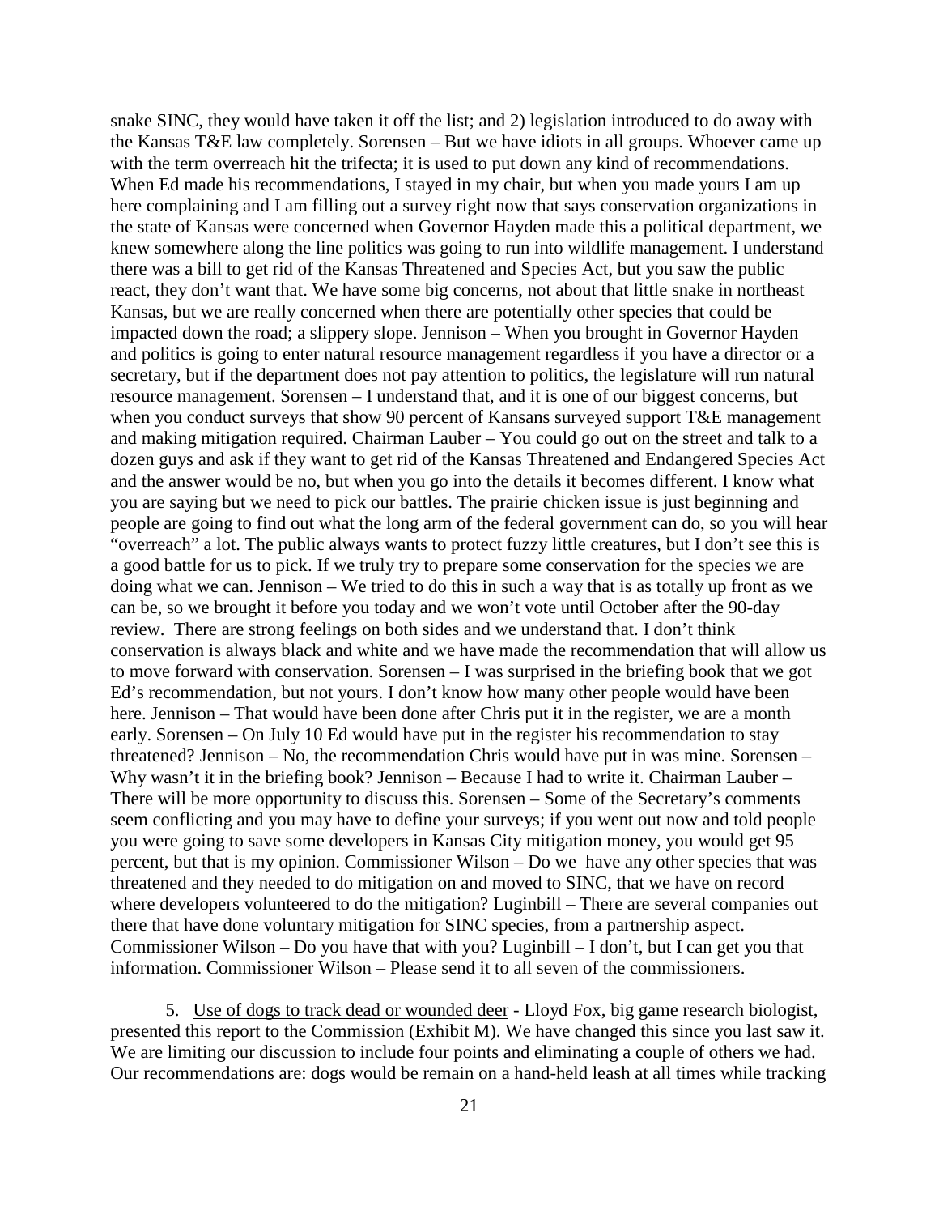snake SINC, they would have taken it off the list; and 2) legislation introduced to do away with the Kansas T&E law completely. Sorensen – But we have idiots in all groups. Whoever came up with the term overreach hit the trifecta; it is used to put down any kind of recommendations. When Ed made his recommendations, I stayed in my chair, but when you made yours I am up here complaining and I am filling out a survey right now that says conservation organizations in the state of Kansas were concerned when Governor Hayden made this a political department, we knew somewhere along the line politics was going to run into wildlife management. I understand there was a bill to get rid of the Kansas Threatened and Species Act, but you saw the public react, they don't want that. We have some big concerns, not about that little snake in northeast Kansas, but we are really concerned when there are potentially other species that could be impacted down the road; a slippery slope. Jennison – When you brought in Governor Hayden and politics is going to enter natural resource management regardless if you have a director or a secretary, but if the department does not pay attention to politics, the legislature will run natural resource management. Sorensen – I understand that, and it is one of our biggest concerns, but when you conduct surveys that show 90 percent of Kansans surveyed support T&E management and making mitigation required. Chairman Lauber – You could go out on the street and talk to a dozen guys and ask if they want to get rid of the Kansas Threatened and Endangered Species Act and the answer would be no, but when you go into the details it becomes different. I know what you are saying but we need to pick our battles. The prairie chicken issue is just beginning and people are going to find out what the long arm of the federal government can do, so you will hear "overreach" a lot. The public always wants to protect fuzzy little creatures, but I don't see this is a good battle for us to pick. If we truly try to prepare some conservation for the species we are doing what we can. Jennison – We tried to do this in such a way that is as totally up front as we can be, so we brought it before you today and we won't vote until October after the 90-day review. There are strong feelings on both sides and we understand that. I don't think conservation is always black and white and we have made the recommendation that will allow us to move forward with conservation. Sorensen – I was surprised in the briefing book that we got Ed's recommendation, but not yours. I don't know how many other people would have been here. Jennison – That would have been done after Chris put it in the register, we are a month early. Sorensen – On July 10 Ed would have put in the register his recommendation to stay threatened? Jennison – No, the recommendation Chris would have put in was mine. Sorensen – Why wasn't it in the briefing book? Jennison – Because I had to write it. Chairman Lauber – There will be more opportunity to discuss this. Sorensen – Some of the Secretary's comments seem conflicting and you may have to define your surveys; if you went out now and told people you were going to save some developers in Kansas City mitigation money, you would get 95 percent, but that is my opinion. Commissioner Wilson – Do we have any other species that was threatened and they needed to do mitigation on and moved to SINC, that we have on record where developers volunteered to do the mitigation? Luginbill – There are several companies out there that have done voluntary mitigation for SINC species, from a partnership aspect. Commissioner Wilson – Do you have that with you? Luginbill – I don't, but I can get you that information. Commissioner Wilson – Please send it to all seven of the commissioners.

5. <u>Use of dogs to track dead or wounded deer</u> - Lloyd Fox, big game research biologist, presented this report to the Commission (Exhibit M). We have changed this since you last saw it. We are limiting our discussion to include four points and eliminating a couple of others we had. Our recommendations are: dogs would be remain on a hand-held leash at all times while tracking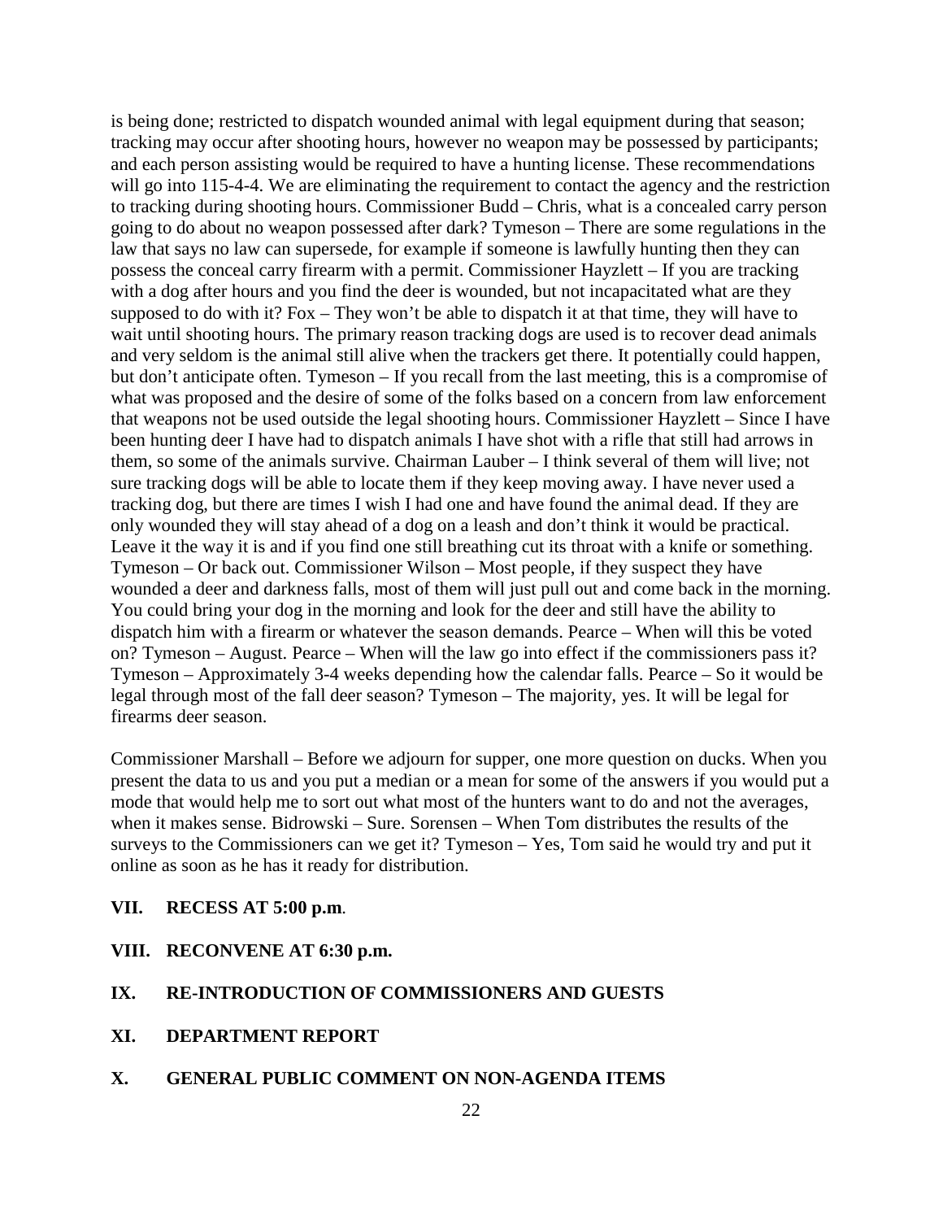is being done; restricted to dispatch wounded animal with legal equipment during that season; tracking may occur after shooting hours, however no weapon may be possessed by participants; and each person assisting would be required to have a hunting license. These recommendations will go into 115-4-4. We are eliminating the requirement to contact the agency and the restriction to tracking during shooting hours. Commissioner Budd – Chris, what is a concealed carry person going to do about no weapon possessed after dark? Tymeson – There are some regulations in the law that says no law can supersede, for example if someone is lawfully hunting then they can possess the conceal carry firearm with a permit. Commissioner Hayzlett – If you are tracking with a dog after hours and you find the deer is wounded, but not incapacitated what are they supposed to do with it? Fox – They won't be able to dispatch it at that time, they will have to wait until shooting hours. The primary reason tracking dogs are used is to recover dead animals and very seldom is the animal still alive when the trackers get there. It potentially could happen, but don't anticipate often. Tymeson – If you recall from the last meeting, this is a compromise of what was proposed and the desire of some of the folks based on a concern from law enforcement that weapons not be used outside the legal shooting hours. Commissioner Hayzlett – Since I have been hunting deer I have had to dispatch animals I have shot with a rifle that still had arrows in them, so some of the animals survive. Chairman Lauber – I think several of them will live; not sure tracking dogs will be able to locate them if they keep moving away. I have never used a tracking dog, but there are times I wish I had one and have found the animal dead. If they are only wounded they will stay ahead of a dog on a leash and don't think it would be practical. Leave it the way it is and if you find one still breathing cut its throat with a knife or something. Tymeson – Or back out. Commissioner Wilson – Most people, if they suspect they have wounded a deer and darkness falls, most of them will just pull out and come back in the morning. You could bring your dog in the morning and look for the deer and still have the ability to dispatch him with a firearm or whatever the season demands. Pearce – When will this be voted on? Tymeson – August. Pearce – When will the law go into effect if the commissioners pass it? Tymeson – Approximately 3-4 weeks depending how the calendar falls. Pearce – So it would be legal through most of the fall deer season? Tymeson – The majority, yes. It will be legal for firearms deer season.

Commissioner Marshall – Before we adjourn for supper, one more question on ducks. When you present the data to us and you put a median or a mean for some of the answers if you would put a mode that would help me to sort out what most of the hunters want to do and not the averages, when it makes sense. Bidrowski – Sure. Sorensen – When Tom distributes the results of the surveys to the Commissioners can we get it? Tymeson – Yes, Tom said he would try and put it online as soon as he has it ready for distribution.

## VII. RECESS AT 5:00 p.m.

## VIII. RECONVENE AT 6:30 p.m.

## IX. RE-INTRODUCTION OF COMMISSIONERS AND GUESTS

## XI. DEPARTMENT REPORT

## X. GENERAL PUBLIC COMMENT ON NON-AGENDA ITEMS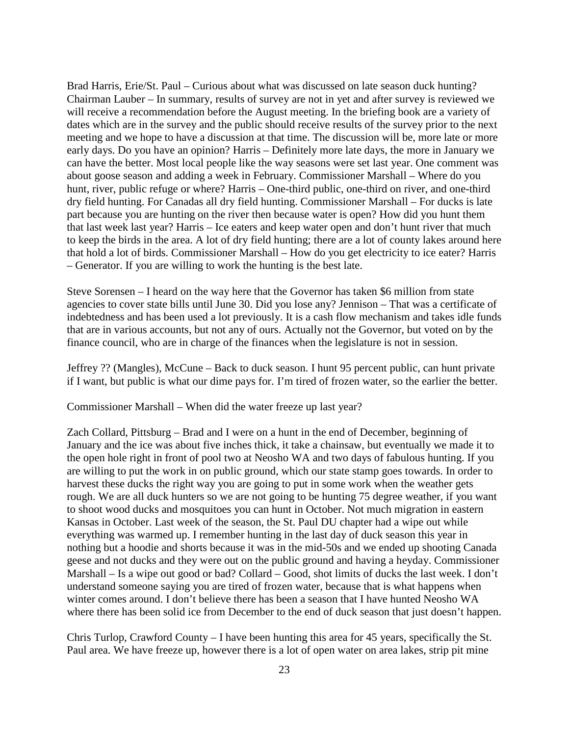Brad Harris, Erie/St. Paul – Curious about what was discussed on late season duck hunting? Chairman Lauber – In summary, results of survey are not in yet and after survey is reviewed we will receive a recommendation before the August meeting. In the briefing book are a variety of dates which are in the survey and the public should receive results of the survey prior to the next meeting and we hope to have a discussion at that time. The discussion will be, more late or more early days. Do you have an opinion? Harris – Definitely more late days, the more in January we can have the better. Most local people like the way seasons were set last year. One comment was about goose season and adding a week in February. Commissioner Marshall – Where do you hunt, river, public refuge or where? Harris – One-third public, one-third on river, and one-third dry field hunting. For Canadas all dry field hunting. Commissioner Marshall – For ducks is late part because you are hunting on the river then because water is open? How did you hunt them that last week last year? Harris – Ice eaters and keep water open and don't hunt river that much to keep the birds in the area. A lot of dry field hunting; there are a lot of county lakes around here that hold a lot of birds. Commissioner Marshall – How do you get electricity to ice eater? Harris – Generator. If you are willing to work the hunting is the best late.

Steve Sorensen – I heard on the way here that the Governor has taken $6 million from state agencies to cover state bills until June 30. Did you lose any? Jennison – That was a certificate of indebtedness and has been used a lot previously. It is a cash flow mechanism and takes idle funds that are in various accounts, but not any of ours. Actually not the Governor, but voted on by the finance council, who are in charge of the finances when the legislature is not in session.

Jeffrey ?? (Mangles), McCune – Back to duck season. I hunt 95 percent public, can hunt private if I want, but public is what our dime pays for. I'm tired of frozen water, so the earlier the better.

Commissioner Marshall – When did the water freeze up last year?

Zach Collard, Pittsburg – Brad and I were on a hunt in the end of December, beginning of January and the ice was about five inches thick, it take a chainsaw, but eventually we made it to the open hole right in front of pool two at Neosho WA and two days of fabulous hunting. If you are willing to put the work in on public ground, which our state stamp goes towards. In order to harvest these ducks the right way you are going to put in some work when the weather gets rough. We are all duck hunters so we are not going to be hunting 75 degree weather, if you want to shoot wood ducks and mosquitoes you can hunt in October. Not much migration in eastern Kansas in October. Last week of the season, the St. Paul DU chapter had a wipe out while everything was warmed up. I remember hunting in the last day of duck season this year in nothing but a hoodie and shorts because it was in the mid-50s and we ended up shooting Canada geese and not ducks and they were out on the public ground and having a heyday. Commissioner Marshall – Is a wipe out good or bad? Collard – Good, shot limits of ducks the last week. I don't understand someone saying you are tired of frozen water, because that is what happens when winter comes around. I don't believe there has been a season that I have hunted Neosho WA where there has been solid ice from December to the end of duck season that just doesn't happen.

Chris Turlop, Crawford County – I have been hunting this area for 45 years, specifically the St. Paul area. We have freeze up, however there is a lot of open water on area lakes, strip pit mine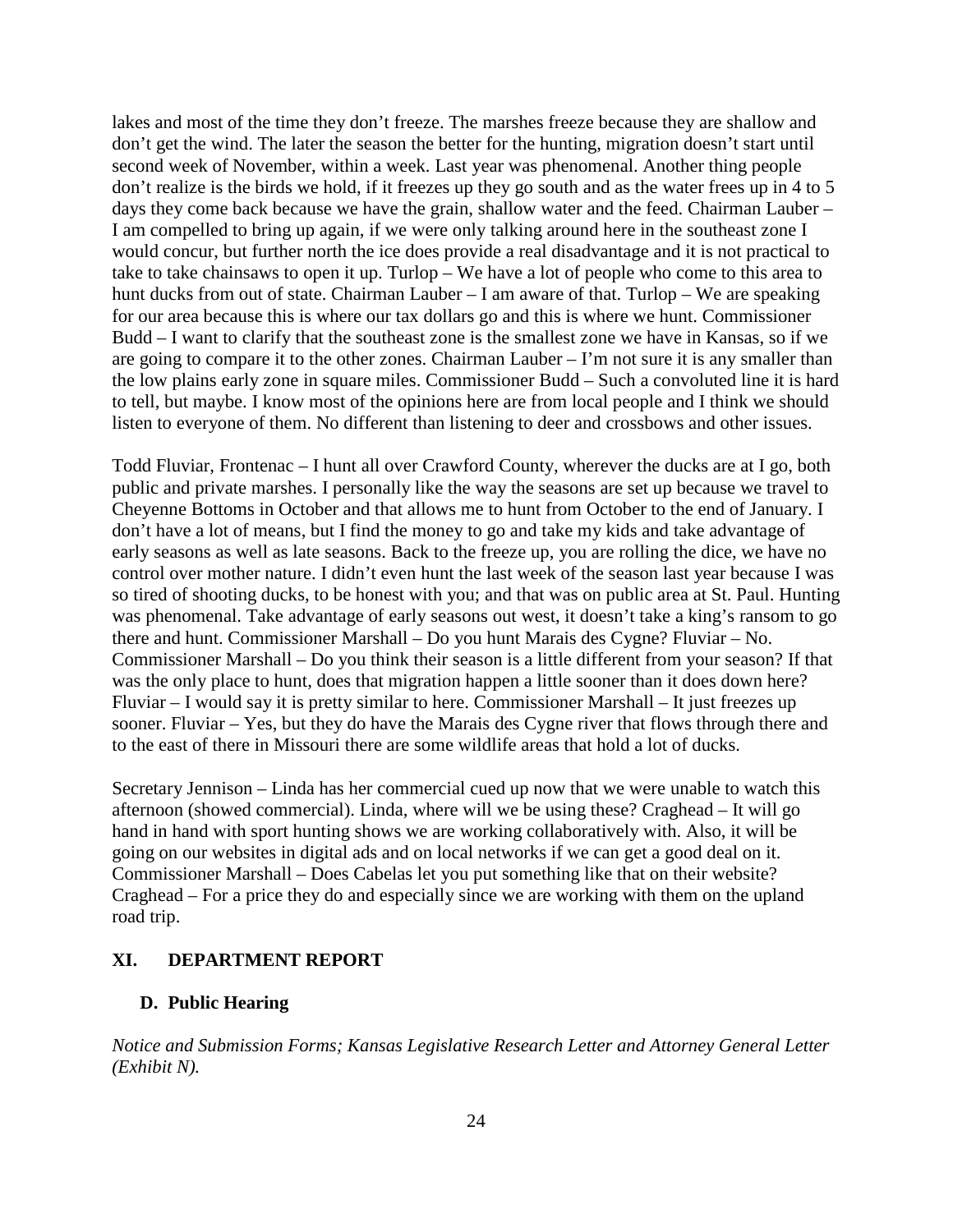lakes and most of the time they don't freeze. The marshes freeze because they are shallow and don't get the wind. The later the season the better for the hunting, migration doesn't start until second week of November, within a week. Last year was phenomenal. Another thing people don't realize is the birds we hold, if it freezes up they go south and as the water frees up in 4 to 5 days they come back because we have the grain, shallow water and the feed. Chairman Lauber – I am compelled to bring up again, if we were only talking around here in the southeast zone I would concur, but further north the ice does provide a real disadvantage and it is not practical to take to take chainsaws to open it up. Turlop – We have a lot of people who come to this area to hunt ducks from out of state. Chairman Lauber – I am aware of that. Turlop – We are speaking for our area because this is where our tax dollars go and this is where we hunt. Commissioner Budd – I want to clarify that the southeast zone is the smallest zone we have in Kansas, so if we are going to compare it to the other zones. Chairman Lauber – I'm not sure it is any smaller than the low plains early zone in square miles. Commissioner Budd – Such a convoluted line it is hard to tell, but maybe. I know most of the opinions here are from local people and I think we should listen to everyone of them. No different than listening to deer and crossbows and other issues.

Todd Fluviar, Frontenac – I hunt all over Crawford County, wherever the ducks are at I go, both public and private marshes. I personally like the way the seasons are set up because we travel to Cheyenne Bottoms in October and that allows me to hunt from October to the end of January. I don't have a lot of means, but I find the money to go and take my kids and take advantage of early seasons as well as late seasons. Back to the freeze up, you are rolling the dice, we have no control over mother nature. I didn't even hunt the last week of the season last year because I was so tired of shooting ducks, to be honest with you; and that was on public area at St. Paul. Hunting was phenomenal. Take advantage of early seasons out west, it doesn't take a king's ransom to go there and hunt. Commissioner Marshall – Do you hunt Marais des Cygne? Fluviar – No. Commissioner Marshall – Do you think their season is a little different from your season? If that was the only place to hunt, does that migration happen a little sooner than it does down here? Fluviar – I would say it is pretty similar to here. Commissioner Marshall – It just freezes up sooner. Fluviar – Yes, but they do have the Marais des Cygne river that flows through there and to the east of there in Missouri there are some wildlife areas that hold a lot of ducks.

Secretary Jennison – Linda has her commercial cued up now that we were unable to watch this afternoon (showed commercial). Linda, where will we be using these? Craghead – It will go hand in hand with sport hunting shows we are working collaboratively with. Also, it will be going on our websites in digital ads and on local networks if we can get a good deal on it. Commissioner Marshall – Does Cabelas let you put something like that on their website? Craghead – For a price they do and especially since we are working with them on the upland road trip.

## XI. DEPARTMENT REPORT

### D. Public Hearing

*Notice and Submission Forms; Kansas Legislative Research Letter and Attorney General Letter (Exhibit N).*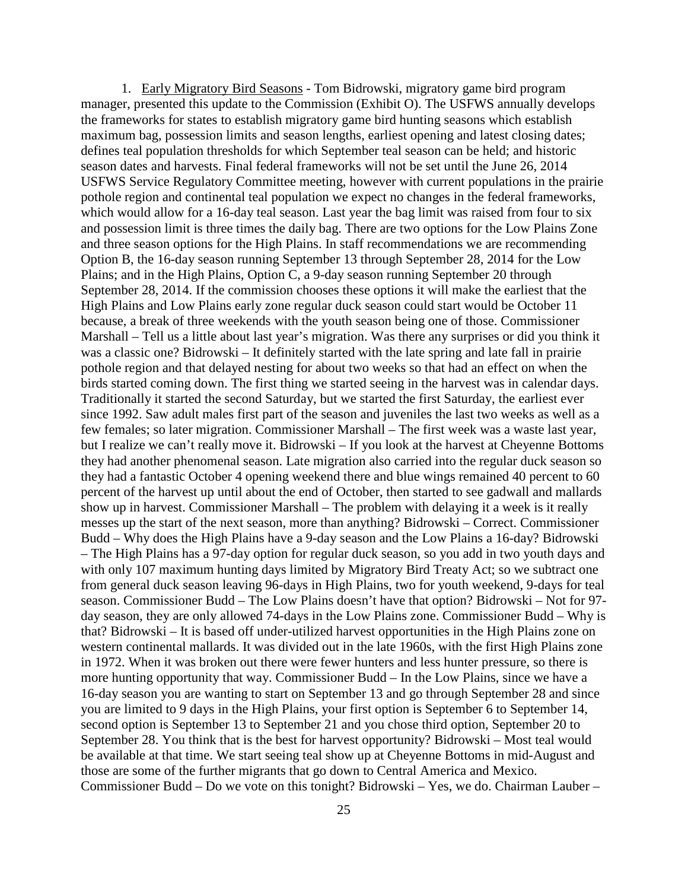1. Early Migratory Bird Seasons - Tom Bidrowski, migratory game bird program manager, presented this update to the Commission (Exhibit O). The USFWS annually develops the frameworks for states to establish migratory game bird hunting seasons which establish maximum bag, possession limits and season lengths, earliest opening and latest closing dates; defines teal population thresholds for which September teal season can be held; and historic season dates and harvests. Final federal frameworks will not be set until the June 26, 2014 USFWS Service Regulatory Committee meeting, however with current populations in the prairie pothole region and continental teal population we expect no changes in the federal frameworks, which would allow for a 16-day teal season. Last year the bag limit was raised from four to six and possession limit is three times the daily bag. There are two options for the Low Plains Zone and three season options for the High Plains. In staff recommendations we are recommending Option B, the 16-day season running September 13 through September 28, 2014 for the Low Plains; and in the High Plains, Option C, a 9-day season running September 20 through September 28, 2014. If the commission chooses these options it will make the earliest that the High Plains and Low Plains early zone regular duck season could start would be October 11 because, a break of three weekends with the youth season being one of those. Commissioner Marshall – Tell us a little about last year's migration. Was there any surprises or did you think it was a classic one? Bidrowski – It definitely started with the late spring and late fall in prairie pothole region and that delayed nesting for about two weeks so that had an effect on when the birds started coming down. The first thing we started seeing in the harvest was in calendar days. Traditionally it started the second Saturday, but we started the first Saturday, the earliest ever since 1992. Saw adult males first part of the season and juveniles the last two weeks as well as a few females; so later migration. Commissioner Marshall – The first week was a waste last year, but I realize we can't really move it. Bidrowski – If you look at the harvest at Cheyenne Bottoms they had another phenomenal season. Late migration also carried into the regular duck season so they had a fantastic October 4 opening weekend there and blue wings remained 40 percent to 60 percent of the harvest up until about the end of October, then started to see gadwall and mallards show up in harvest. Commissioner Marshall – The problem with delaying it a week is it really messes up the start of the next season, more than anything? Bidrowski – Correct. Commissioner Budd – Why does the High Plains have a 9-day season and the Low Plains a 16-day? Bidrowski – The High Plains has a 97-day option for regular duck season, so you add in two youth days and with only 107 maximum hunting days limited by Migratory Bird Treaty Act; so we subtract one from general duck season leaving 96-days in High Plains, two for youth weekend, 9-days for teal season. Commissioner Budd – The Low Plains doesn't have that option? Bidrowski – Not for 97-day season, they are only allowed 74-days in the Low Plains zone. Commissioner Budd – Why is that? Bidrowski – It is based off under-utilized harvest opportunities in the High Plains zone on western continental mallards. It was divided out in the late 1960s, with the first High Plains zone in 1972. When it was broken out there were fewer hunters and less hunter pressure, so there is more hunting opportunity that way. Commissioner Budd – In the Low Plains, since we have a 16-day season you are wanting to start on September 13 and go through September 28 and since you are limited to 9 days in the High Plains, your first option is September 6 to September 14, second option is September 13 to September 21 and you chose third option, September 20 to September 28. You think that is the best for harvest opportunity? Bidrowski – Most teal would be available at that time. We start seeing teal show up at Cheyenne Bottoms in mid-August and those are some of the further migrants that go down to Central America and Mexico. Commissioner Budd – Do we vote on this tonight? Bidrowski – Yes, we do. Chairman Lauber –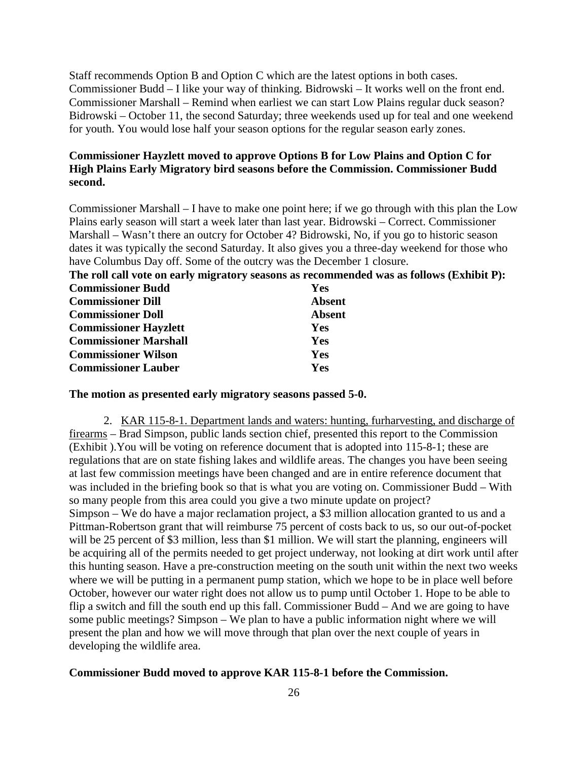Staff recommends Option B and Option C which are the latest options in both cases. Commissioner Budd – I like your way of thinking. Bidrowski – It works well on the front end. Commissioner Marshall – Remind when earliest we can start Low Plains regular duck season? Bidrowski – October 11, the second Saturday; three weekends used up for teal and one weekend for youth. You would lose half your season options for the regular season early zones.

**Commissioner Hayzlett moved to approve Options B for Low Plains and Option C for High Plains Early Migratory bird seasons before the Commission. Commissioner Budd second.**

Commissioner Marshall – I have to make one point here; if we go through with this plan the Low Plains early season will start a week later than last year. Bidrowski – Correct. Commissioner Marshall – Wasn't there an outcry for October 4? Bidrowski, No, if you go to historic season dates it was typically the second Saturday. It also gives you a three-day weekend for those who have Columbus Day off. Some of the outcry was the December 1 closure.

**The roll call vote on early migratory seasons as recommended was as follows (Exhibit P):**

| | |
|---|---|
| **Commissioner Budd** | **Yes** |
| **Commissioner Dill** | **Absent** |
| **Commissioner Doll** | **Absent** |
| **Commissioner Hayzlett** | **Yes** |
| **Commissioner Marshall** | **Yes** |
| **Commissioner Wilson** | **Yes** |
| **Commissioner Lauber** | **Yes** |

**The motion as presented early migratory seasons passed 5-0.**

2. KAR 115-8-1. Department lands and waters: hunting, furharvesting, and discharge of firearms – Brad Simpson, public lands section chief, presented this report to the Commission (Exhibit ).You will be voting on reference document that is adopted into 115-8-1; these are regulations that are on state fishing lakes and wildlife areas. The changes you have been seeing at last few commission meetings have been changed and are in entire reference document that was included in the briefing book so that is what you are voting on. Commissioner Budd – With so many people from this area could you give a two minute update on project? Simpson – We do have a major reclamation project, a $3 million allocation granted to us and a Pittman-Robertson grant that will reimburse 75 percent of costs back to us, so our out-of-pocket will be 25 percent of $3 million, less than $1 million. We will start the planning, engineers will be acquiring all of the permits needed to get project underway, not looking at dirt work until after this hunting season. Have a pre-construction meeting on the south unit within the next two weeks where we will be putting in a permanent pump station, which we hope to be in place well before October, however our water right does not allow us to pump until October 1. Hope to be able to flip a switch and fill the south end up this fall. Commissioner Budd – And we are going to have some public meetings? Simpson – We plan to have a public information night where we will present the plan and how we will move through that plan over the next couple of years in developing the wildlife area.

**Commissioner Budd moved to approve KAR 115-8-1 before the Commission.**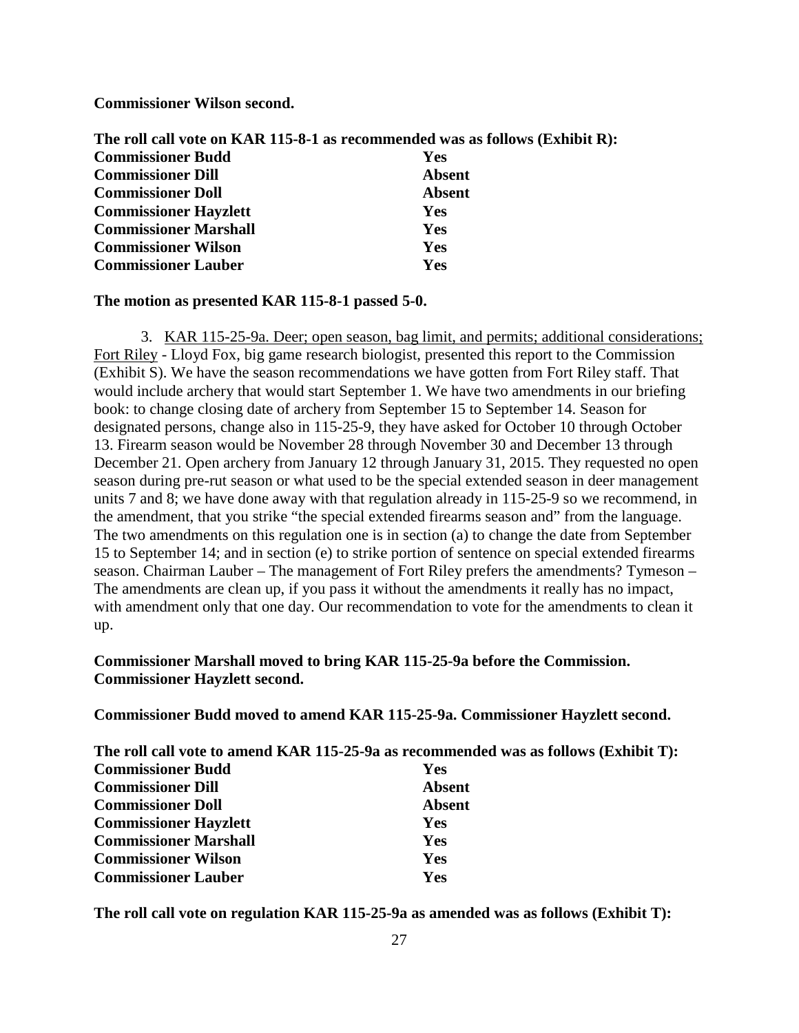**Commissioner Wilson second.**

**The roll call vote on KAR 115-8-1 as recommended was as follows (Exhibit R):**

| | |
|---|---|
| **Commissioner Budd** | **Yes** |
| **Commissioner Dill** | **Absent** |
| **Commissioner Doll** | **Absent** |
| **Commissioner Hayzlett** | **Yes** |
| **Commissioner Marshall** | **Yes** |
| **Commissioner Wilson** | **Yes** |
| **Commissioner Lauber** | **Yes** |

**The motion as presented KAR 115-8-1 passed 5-0.**

3. KAR 115-25-9a. Deer; open season, bag limit, and permits; additional considerations; Fort Riley - Lloyd Fox, big game research biologist, presented this report to the Commission (Exhibit S). We have the season recommendations we have gotten from Fort Riley staff. That would include archery that would start September 1. We have two amendments in our briefing book: to change closing date of archery from September 15 to September 14. Season for designated persons, change also in 115-25-9, they have asked for October 10 through October 13. Firearm season would be November 28 through November 30 and December 13 through December 21. Open archery from January 12 through January 31, 2015. They requested no open season during pre-rut season or what used to be the special extended season in deer management units 7 and 8; we have done away with that regulation already in 115-25-9 so we recommend, in the amendment, that you strike "the special extended firearms season and" from the language. The two amendments on this regulation one is in section (a) to change the date from September 15 to September 14; and in section (e) to strike portion of sentence on special extended firearms season. Chairman Lauber – The management of Fort Riley prefers the amendments? Tymeson – The amendments are clean up, if you pass it without the amendments it really has no impact, with amendment only that one day. Our recommendation to vote for the amendments to clean it up.

**Commissioner Marshall moved to bring KAR 115-25-9a before the Commission. Commissioner Hayzlett second.**

**Commissioner Budd moved to amend KAR 115-25-9a. Commissioner Hayzlett second.**

**The roll call vote to amend KAR 115-25-9a as recommended was as follows (Exhibit T):**

| | |
|---|---|
| **Commissioner Budd** | **Yes** |
| **Commissioner Dill** | **Absent** |
| **Commissioner Doll** | **Absent** |
| **Commissioner Hayzlett** | **Yes** |
| **Commissioner Marshall** | **Yes** |
| **Commissioner Wilson** | **Yes** |
| **Commissioner Lauber** | **Yes** |

**The roll call vote on regulation KAR 115-25-9a as amended was as follows (Exhibit T):**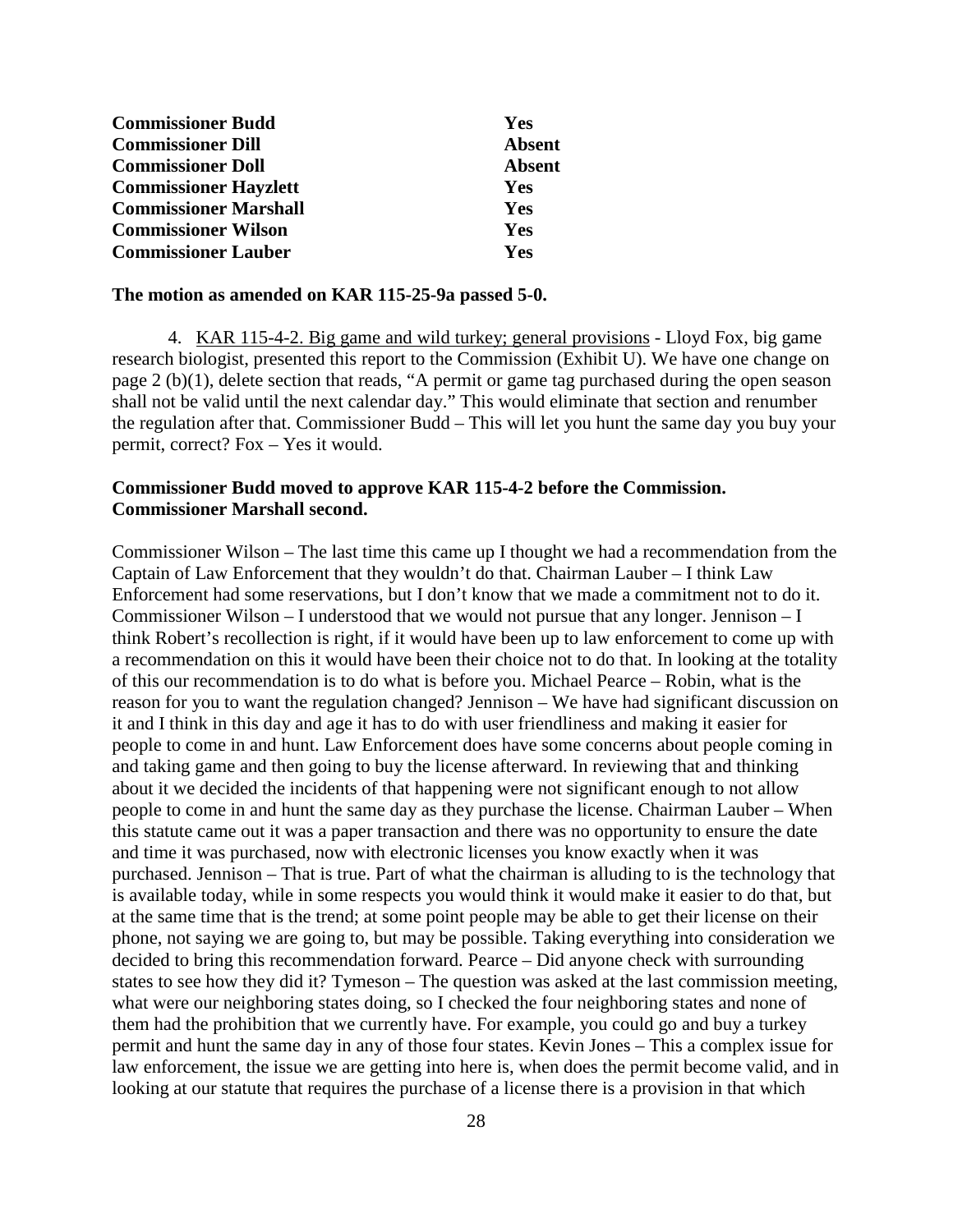| | |
|---|---|
| **Commissioner Budd** | **Yes** |
| **Commissioner Dill** | **Absent** |
| **Commissioner Doll** | **Absent** |
| **Commissioner Hayzlett** | **Yes** |
| **Commissioner Marshall** | **Yes** |
| **Commissioner Wilson** | **Yes** |
| **Commissioner Lauber** | **Yes** |

**The motion as amended on KAR 115-25-9a passed 5-0.**

4. KAR 115-4-2. Big game and wild turkey; general provisions - Lloyd Fox, big game research biologist, presented this report to the Commission (Exhibit U). We have one change on page 2 (b)(1), delete section that reads, "A permit or game tag purchased during the open season shall not be valid until the next calendar day." This would eliminate that section and renumber the regulation after that. Commissioner Budd – This will let you hunt the same day you buy your permit, correct? Fox – Yes it would.

**Commissioner Budd moved to approve KAR 115-4-2 before the Commission. Commissioner Marshall second.**

Commissioner Wilson – The last time this came up I thought we had a recommendation from the Captain of Law Enforcement that they wouldn't do that. Chairman Lauber – I think Law Enforcement had some reservations, but I don't know that we made a commitment not to do it. Commissioner Wilson – I understood that we would not pursue that any longer. Jennison – I think Robert's recollection is right, if it would have been up to law enforcement to come up with a recommendation on this it would have been their choice not to do that. In looking at the totality of this our recommendation is to do what is before you. Michael Pearce – Robin, what is the reason for you to want the regulation changed? Jennison – We have had significant discussion on it and I think in this day and age it has to do with user friendliness and making it easier for people to come in and hunt. Law Enforcement does have some concerns about people coming in and taking game and then going to buy the license afterward. In reviewing that and thinking about it we decided the incidents of that happening were not significant enough to not allow people to come in and hunt the same day as they purchase the license. Chairman Lauber – When this statute came out it was a paper transaction and there was no opportunity to ensure the date and time it was purchased, now with electronic licenses you know exactly when it was purchased. Jennison – That is true. Part of what the chairman is alluding to is the technology that is available today, while in some respects you would think it would make it easier to do that, but at the same time that is the trend; at some point people may be able to get their license on their phone, not saying we are going to, but may be possible. Taking everything into consideration we decided to bring this recommendation forward. Pearce – Did anyone check with surrounding states to see how they did it? Tymeson – The question was asked at the last commission meeting, what were our neighboring states doing, so I checked the four neighboring states and none of them had the prohibition that we currently have. For example, you could go and buy a turkey permit and hunt the same day in any of those four states. Kevin Jones – This a complex issue for law enforcement, the issue we are getting into here is, when does the permit become valid, and in looking at our statute that requires the purchase of a license there is a provision in that which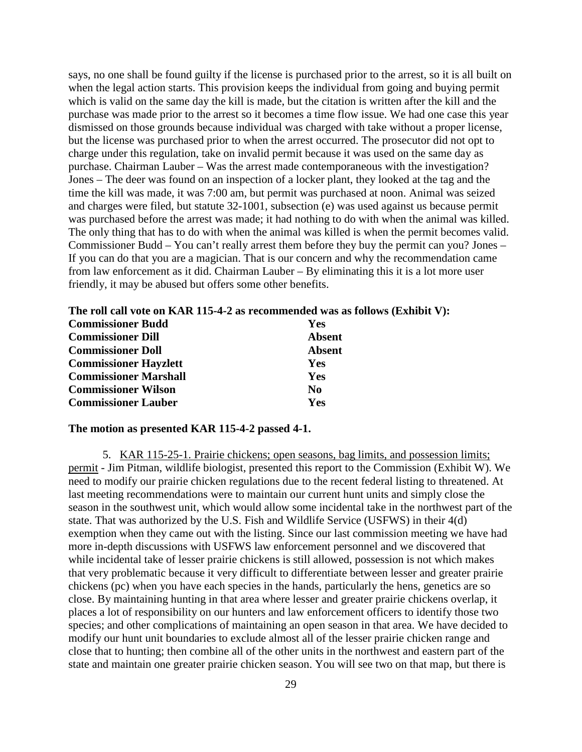says, no one shall be found guilty if the license is purchased prior to the arrest, so it is all built on when the legal action starts. This provision keeps the individual from going and buying permit which is valid on the same day the kill is made, but the citation is written after the kill and the purchase was made prior to the arrest so it becomes a time flow issue. We had one case this year dismissed on those grounds because individual was charged with take without a proper license, but the license was purchased prior to when the arrest occurred. The prosecutor did not opt to charge under this regulation, take on invalid permit because it was used on the same day as purchase. Chairman Lauber – Was the arrest made contemporaneous with the investigation? Jones – The deer was found on an inspection of a locker plant, they looked at the tag and the time the kill was made, it was 7:00 am, but permit was purchased at noon. Animal was seized and charges were filed, but statute 32-1001, subsection (e) was used against us because permit was purchased before the arrest was made; it had nothing to do with when the animal was killed. The only thing that has to do with when the animal was killed is when the permit becomes valid. Commissioner Budd – You can't really arrest them before they buy the permit can you? Jones – If you can do that you are a magician. That is our concern and why the recommendation came from law enforcement as it did. Chairman Lauber – By eliminating this it is a lot more user friendly, it may be abused but offers some other benefits.

**The roll call vote on KAR 115-4-2 as recommended was as follows (Exhibit V):**

| | |
|---|---|
| **Commissioner Budd** | **Yes** |
| **Commissioner Dill** | **Absent** |
| **Commissioner Doll** | **Absent** |
| **Commissioner Hayzlett** | **Yes** |
| **Commissioner Marshall** | **Yes** |
| **Commissioner Wilson** | **No** |
| **Commissioner Lauber** | **Yes** |

**The motion as presented KAR 115-4-2 passed 4-1.**

5. KAR 115-25-1. Prairie chickens; open seasons, bag limits, and possession limits; permit - Jim Pitman, wildlife biologist, presented this report to the Commission (Exhibit W). We need to modify our prairie chicken regulations due to the recent federal listing to threatened. At last meeting recommendations were to maintain our current hunt units and simply close the season in the southwest unit, which would allow some incidental take in the northwest part of the state. That was authorized by the U.S. Fish and Wildlife Service (USFWS) in their 4(d) exemption when they came out with the listing. Since our last commission meeting we have had more in-depth discussions with USFWS law enforcement personnel and we discovered that while incidental take of lesser prairie chickens is still allowed, possession is not which makes that very problematic because it very difficult to differentiate between lesser and greater prairie chickens (pc) when you have each species in the hands, particularly the hens, genetics are so close. By maintaining hunting in that area where lesser and greater prairie chickens overlap, it places a lot of responsibility on our hunters and law enforcement officers to identify those two species; and other complications of maintaining an open season in that area. We have decided to modify our hunt unit boundaries to exclude almost all of the lesser prairie chicken range and close that to hunting; then combine all of the other units in the northwest and eastern part of the state and maintain one greater prairie chicken season. You will see two on that map, but there is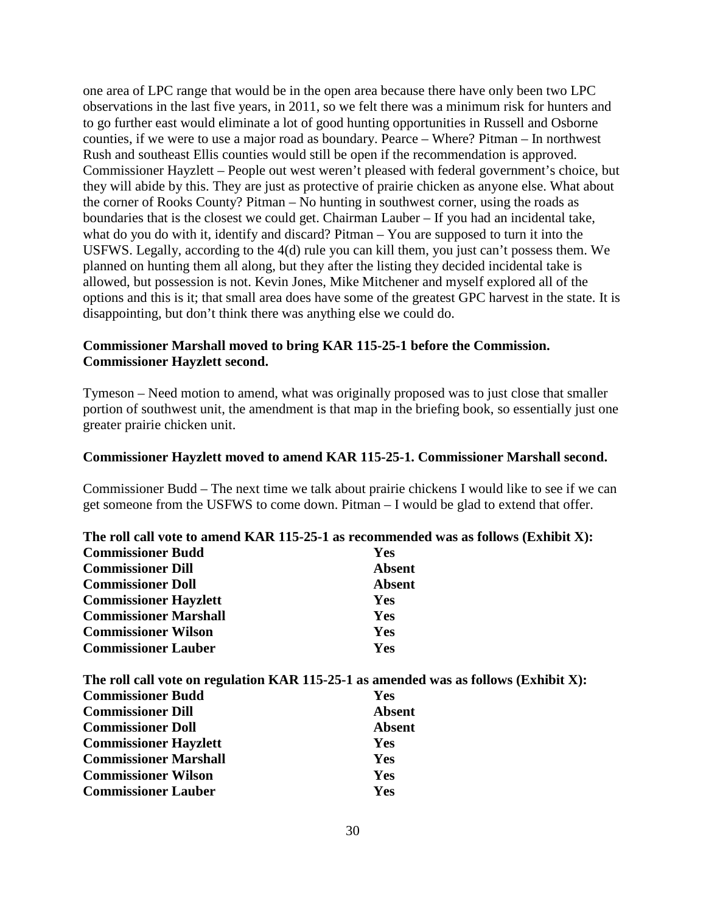one area of LPC range that would be in the open area because there have only been two LPC observations in the last five years, in 2011, so we felt there was a minimum risk for hunters and to go further east would eliminate a lot of good hunting opportunities in Russell and Osborne counties, if we were to use a major road as boundary. Pearce – Where? Pitman – In northwest Rush and southeast Ellis counties would still be open if the recommendation is approved. Commissioner Hayzlett – People out west weren't pleased with federal government's choice, but they will abide by this. They are just as protective of prairie chicken as anyone else. What about the corner of Rooks County? Pitman – No hunting in southwest corner, using the roads as boundaries that is the closest we could get. Chairman Lauber – If you had an incidental take, what do you do with it, identify and discard? Pitman – You are supposed to turn it into the USFWS. Legally, according to the 4(d) rule you can kill them, you just can't possess them. We planned on hunting them all along, but they after the listing they decided incidental take is allowed, but possession is not. Kevin Jones, Mike Mitchener and myself explored all of the options and this is it; that small area does have some of the greatest GPC harvest in the state. It is disappointing, but don't think there was anything else we could do.

**Commissioner Marshall moved to bring KAR 115-25-1 before the Commission. Commissioner Hayzlett second.**

Tymeson – Need motion to amend, what was originally proposed was to just close that smaller portion of southwest unit, the amendment is that map in the briefing book, so essentially just one greater prairie chicken unit.

**Commissioner Hayzlett moved to amend KAR 115-25-1. Commissioner Marshall second.**

Commissioner Budd – The next time we talk about prairie chickens I would like to see if we can get someone from the USFWS to come down. Pitman – I would be glad to extend that offer.

**The roll call vote to amend KAR 115-25-1 as recommended was as follows (Exhibit X):**

| | |
|---|---|
| **Commissioner Budd** | **Yes** |
| **Commissioner Dill** | **Absent** |
| **Commissioner Doll** | **Absent** |
| **Commissioner Hayzlett** | **Yes** |
| **Commissioner Marshall** | **Yes** |
| **Commissioner Wilson** | **Yes** |
| **Commissioner Lauber** | **Yes** |

**The roll call vote on regulation KAR 115-25-1 as amended was as follows (Exhibit X):**

| | |
|---|---|
| **Commissioner Budd** | **Yes** |
| **Commissioner Dill** | **Absent** |
| **Commissioner Doll** | **Absent** |
| **Commissioner Hayzlett** | **Yes** |
| **Commissioner Marshall** | **Yes** |
| **Commissioner Wilson** | **Yes** |
| **Commissioner Lauber** | **Yes** |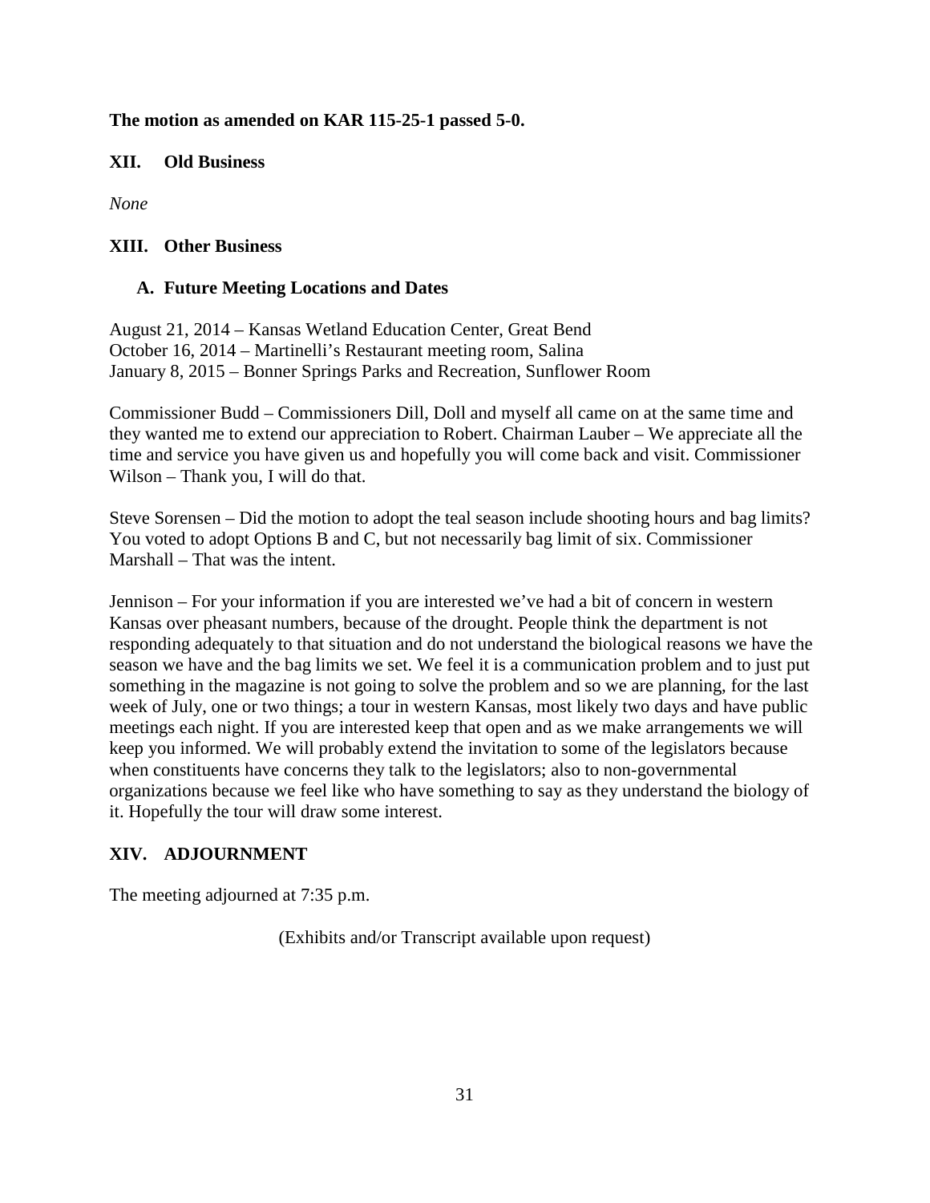**The motion as amended on KAR 115-25-1 passed 5-0.**

## XII. Old Business

*None*

## XIII. Other Business

### A. Future Meeting Locations and Dates

August 21, 2014 – Kansas Wetland Education Center, Great Bend
October 16, 2014 – Martinelli's Restaurant meeting room, Salina
January 8, 2015 – Bonner Springs Parks and Recreation, Sunflower Room

Commissioner Budd – Commissioners Dill, Doll and myself all came on at the same time and they wanted me to extend our appreciation to Robert. Chairman Lauber – We appreciate all the time and service you have given us and hopefully you will come back and visit. Commissioner Wilson – Thank you, I will do that.

Steve Sorensen – Did the motion to adopt the teal season include shooting hours and bag limits? You voted to adopt Options B and C, but not necessarily bag limit of six. Commissioner Marshall – That was the intent.

Jennison – For your information if you are interested we've had a bit of concern in western Kansas over pheasant numbers, because of the drought. People think the department is not responding adequately to that situation and do not understand the biological reasons we have the season we have and the bag limits we set. We feel it is a communication problem and to just put something in the magazine is not going to solve the problem and so we are planning, for the last week of July, one or two things; a tour in western Kansas, most likely two days and have public meetings each night. If you are interested keep that open and as we make arrangements we will keep you informed. We will probably extend the invitation to some of the legislators because when constituents have concerns they talk to the legislators; also to non-governmental organizations because we feel like who have something to say as they understand the biology of it. Hopefully the tour will draw some interest.

## XIV. ADJOURNMENT

The meeting adjourned at 7:35 p.m.

(Exhibits and/or Transcript available upon request)